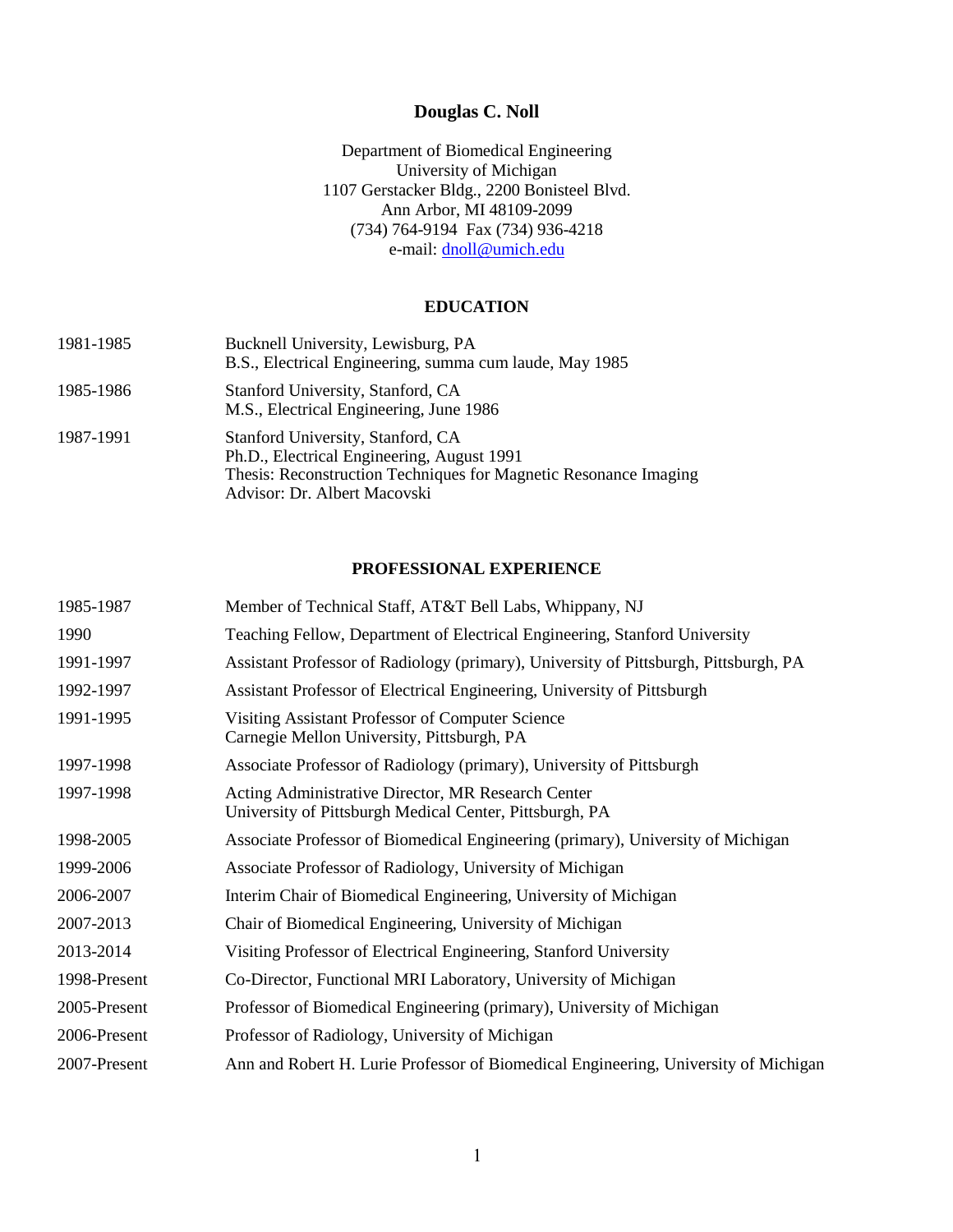# Douglas C. Noll

Department of Biomedical Engineering
University of Michigan
1107 Gerstacker Bldg., 2200 Bonisteel Blvd.
Ann Arbor, MI 48109-2099
(734) 764-9194 Fax (734) 936-4218
e-mail: dnoll@umich.edu

## EDUCATION

| | |
|---|---|
| 1981-1985 | Bucknell University, Lewisburg, PA<br>B.S., Electrical Engineering, summa cum laude, May 1985 |
| 1985-1986 | Stanford University, Stanford, CA<br>M.S., Electrical Engineering, June 1986 |
| 1987-1991 | Stanford University, Stanford, CA<br>Ph.D., Electrical Engineering, August 1991<br>Thesis: Reconstruction Techniques for Magnetic Resonance Imaging<br>Advisor: Dr. Albert Macovski |

## PROFESSIONAL EXPERIENCE

| | |
|---|---|
| 1985-1987 | Member of Technical Staff, AT&T Bell Labs, Whippany, NJ |
| 1990 | Teaching Fellow, Department of Electrical Engineering, Stanford University |
| 1991-1997 | Assistant Professor of Radiology (primary), University of Pittsburgh, Pittsburgh, PA |
| 1992-1997 | Assistant Professor of Electrical Engineering, University of Pittsburgh |
| 1991-1995 | Visiting Assistant Professor of Computer Science<br>Carnegie Mellon University, Pittsburgh, PA |
| 1997-1998 | Associate Professor of Radiology (primary), University of Pittsburgh |
| 1997-1998 | Acting Administrative Director, MR Research Center<br>University of Pittsburgh Medical Center, Pittsburgh, PA |
| 1998-2005 | Associate Professor of Biomedical Engineering (primary), University of Michigan |
| 1999-2006 | Associate Professor of Radiology, University of Michigan |
| 2006-2007 | Interim Chair of Biomedical Engineering, University of Michigan |
| 2007-2013 | Chair of Biomedical Engineering, University of Michigan |
| 2013-2014 | Visiting Professor of Electrical Engineering, Stanford University |
| 1998-Present | Co-Director, Functional MRI Laboratory, University of Michigan |
| 2005-Present | Professor of Biomedical Engineering (primary), University of Michigan |
| 2006-Present | Professor of Radiology, University of Michigan |
| 2007-Present | Ann and Robert H. Lurie Professor of Biomedical Engineering, University of Michigan |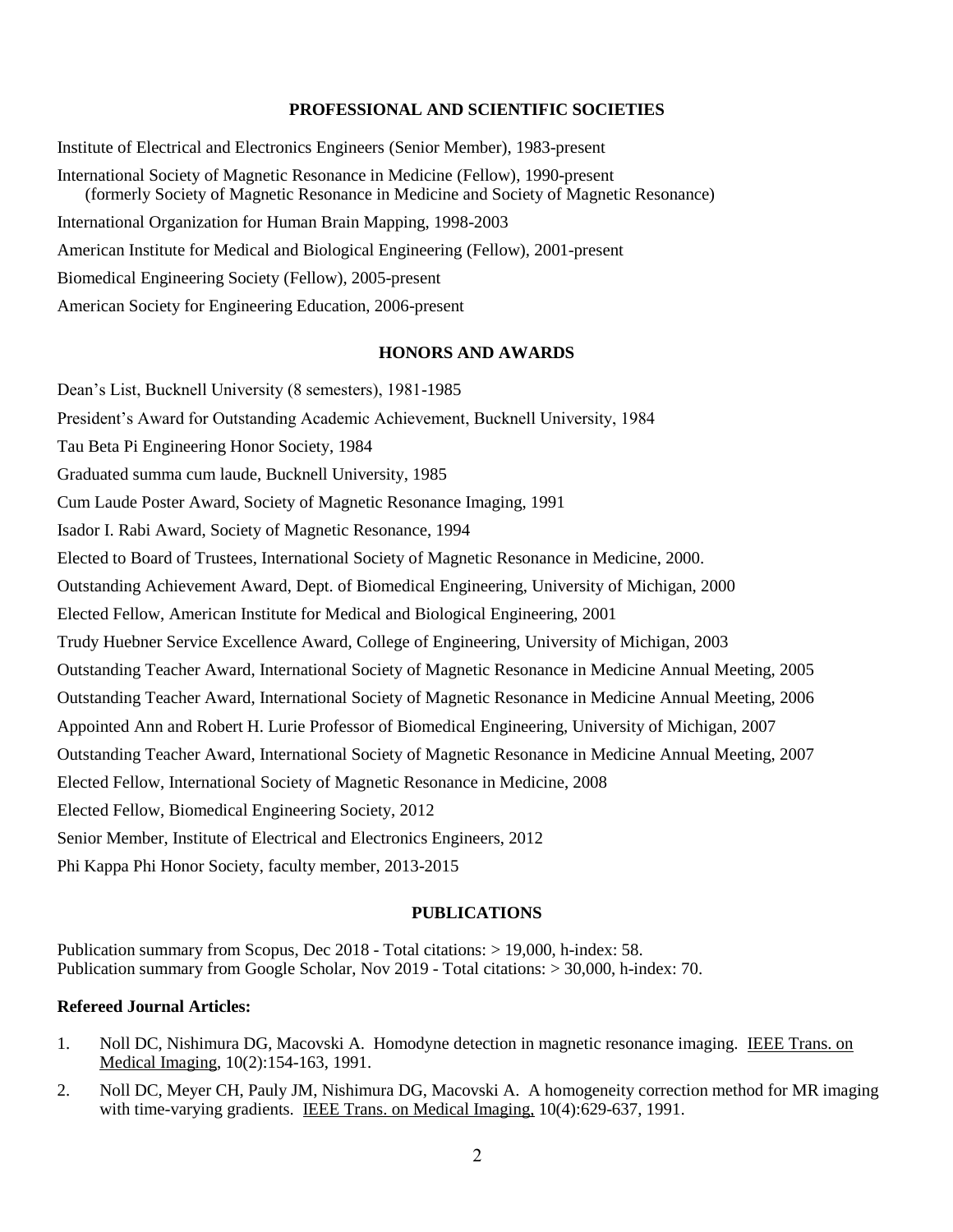## PROFESSIONAL AND SCIENTIFIC SOCIETIES

Institute of Electrical and Electronics Engineers (Senior Member), 1983-present

International Society of Magnetic Resonance in Medicine (Fellow), 1990-present
(formerly Society of Magnetic Resonance in Medicine and Society of Magnetic Resonance)

International Organization for Human Brain Mapping, 1998-2003

American Institute for Medical and Biological Engineering (Fellow), 2001-present

Biomedical Engineering Society (Fellow), 2005-present

American Society for Engineering Education, 2006-present

## HONORS AND AWARDS

Dean's List, Bucknell University (8 semesters), 1981-1985

President's Award for Outstanding Academic Achievement, Bucknell University, 1984

Tau Beta Pi Engineering Honor Society, 1984

Graduated summa cum laude, Bucknell University, 1985

Cum Laude Poster Award, Society of Magnetic Resonance Imaging, 1991

Isador I. Rabi Award, Society of Magnetic Resonance, 1994

Elected to Board of Trustees, International Society of Magnetic Resonance in Medicine, 2000.

Outstanding Achievement Award, Dept. of Biomedical Engineering, University of Michigan, 2000

Elected Fellow, American Institute for Medical and Biological Engineering, 2001

Trudy Huebner Service Excellence Award, College of Engineering, University of Michigan, 2003

Outstanding Teacher Award, International Society of Magnetic Resonance in Medicine Annual Meeting, 2005

Outstanding Teacher Award, International Society of Magnetic Resonance in Medicine Annual Meeting, 2006

Appointed Ann and Robert H. Lurie Professor of Biomedical Engineering, University of Michigan, 2007

Outstanding Teacher Award, International Society of Magnetic Resonance in Medicine Annual Meeting, 2007

Elected Fellow, International Society of Magnetic Resonance in Medicine, 2008

Elected Fellow, Biomedical Engineering Society, 2012

Senior Member, Institute of Electrical and Electronics Engineers, 2012

Phi Kappa Phi Honor Society, faculty member, 2013-2015

## PUBLICATIONS

Publication summary from Scopus, Dec 2018 - Total citations: > 19,000, h-index: 58.
Publication summary from Google Scholar, Nov 2019 - Total citations: > 30,000, h-index: 70.

**Refereed Journal Articles:**

1. Noll DC, Nishimura DG, Macovski A. Homodyne detection in magnetic resonance imaging. IEEE Trans. on Medical Imaging, 10(2):154-163, 1991.
2. Noll DC, Meyer CH, Pauly JM, Nishimura DG, Macovski A. A homogeneity correction method for MR imaging with time-varying gradients. IEEE Trans. on Medical Imaging, 10(4):629-637, 1991.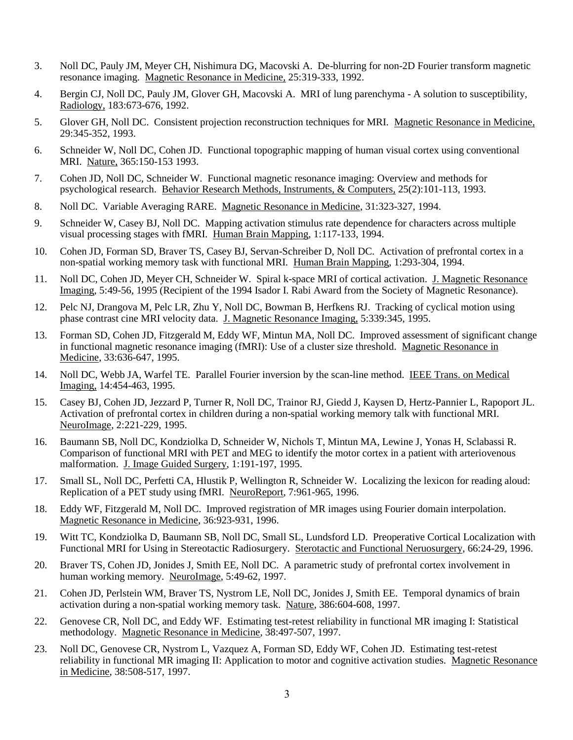3. Noll DC, Pauly JM, Meyer CH, Nishimura DG, Macovski A. De-blurring for non-2D Fourier transform magnetic resonance imaging. Magnetic Resonance in Medicine, 25:319-333, 1992.

4. Bergin CJ, Noll DC, Pauly JM, Glover GH, Macovski A. MRI of lung parenchyma - A solution to susceptibility, Radiology, 183:673-676, 1992.

5. Glover GH, Noll DC. Consistent projection reconstruction techniques for MRI. Magnetic Resonance in Medicine, 29:345-352, 1993.

6. Schneider W, Noll DC, Cohen JD. Functional topographic mapping of human visual cortex using conventional MRI. Nature, 365:150-153 1993.

7. Cohen JD, Noll DC, Schneider W. Functional magnetic resonance imaging: Overview and methods for psychological research. Behavior Research Methods, Instruments, & Computers, 25(2):101-113, 1993.

8. Noll DC. Variable Averaging RARE. Magnetic Resonance in Medicine, 31:323-327, 1994.

9. Schneider W, Casey BJ, Noll DC. Mapping activation stimulus rate dependence for characters across multiple visual processing stages with fMRI. Human Brain Mapping, 1:117-133, 1994.

10. Cohen JD, Forman SD, Braver TS, Casey BJ, Servan-Schreiber D, Noll DC. Activation of prefrontal cortex in a non-spatial working memory task with functional MRI. Human Brain Mapping, 1:293-304, 1994.

11. Noll DC, Cohen JD, Meyer CH, Schneider W. Spiral k-space MRI of cortical activation. J. Magnetic Resonance Imaging, 5:49-56, 1995 (Recipient of the 1994 Isador I. Rabi Award from the Society of Magnetic Resonance).

12. Pelc NJ, Drangova M, Pelc LR, Zhu Y, Noll DC, Bowman B, Herfkens RJ. Tracking of cyclical motion using phase contrast cine MRI velocity data. J. Magnetic Resonance Imaging, 5:339:345, 1995.

13. Forman SD, Cohen JD, Fitzgerald M, Eddy WF, Mintun MA, Noll DC. Improved assessment of significant change in functional magnetic resonance imaging (fMRI): Use of a cluster size threshold. Magnetic Resonance in Medicine, 33:636-647, 1995.

14. Noll DC, Webb JA, Warfel TE. Parallel Fourier inversion by the scan-line method. IEEE Trans. on Medical Imaging, 14:454-463, 1995.

15. Casey BJ, Cohen JD, Jezzard P, Turner R, Noll DC, Trainor RJ, Giedd J, Kaysen D, Hertz-Pannier L, Rapoport JL. Activation of prefrontal cortex in children during a non-spatial working memory talk with functional MRI. NeuroImage, 2:221-229, 1995.

16. Baumann SB, Noll DC, Kondziolka D, Schneider W, Nichols T, Mintun MA, Lewine J, Yonas H, Sclabassi R. Comparison of functional MRI with PET and MEG to identify the motor cortex in a patient with arteriovenous malformation. J. Image Guided Surgery, 1:191-197, 1995.

17. Small SL, Noll DC, Perfetti CA, Hlustik P, Wellington R, Schneider W. Localizing the lexicon for reading aloud: Replication of a PET study using fMRI. NeuroReport, 7:961-965, 1996.

18. Eddy WF, Fitzgerald M, Noll DC. Improved registration of MR images using Fourier domain interpolation. Magnetic Resonance in Medicine, 36:923-931, 1996.

19. Witt TC, Kondziolka D, Baumann SB, Noll DC, Small SL, Lundsford LD. Preoperative Cortical Localization with Functional MRI for Using in Stereotactic Radiosurgery. Sterotactic and Functional Neruosurgery, 66:24-29, 1996.

20. Braver TS, Cohen JD, Jonides J, Smith EE, Noll DC. A parametric study of prefrontal cortex involvement in human working memory. NeuroImage, 5:49-62, 1997.

21. Cohen JD, Perlstein WM, Braver TS, Nystrom LE, Noll DC, Jonides J, Smith EE. Temporal dynamics of brain activation during a non-spatial working memory task. Nature, 386:604-608, 1997.

22. Genovese CR, Noll DC, and Eddy WF. Estimating test-retest reliability in functional MR imaging I: Statistical methodology. Magnetic Resonance in Medicine, 38:497-507, 1997.

23. Noll DC, Genovese CR, Nystrom L, Vazquez A, Forman SD, Eddy WF, Cohen JD. Estimating test-retest reliability in functional MR imaging II: Application to motor and cognitive activation studies. Magnetic Resonance in Medicine, 38:508-517, 1997.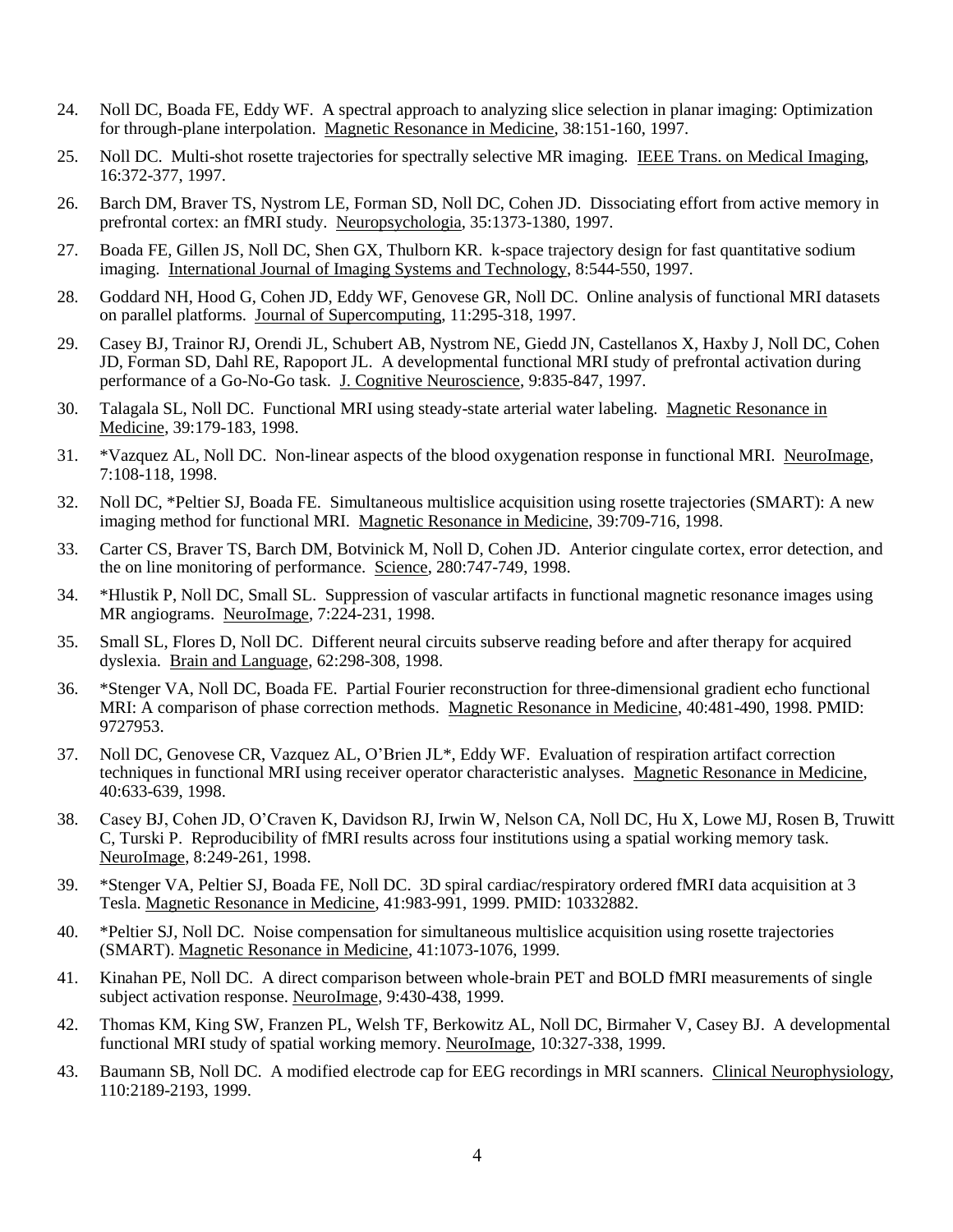24. Noll DC, Boada FE, Eddy WF. A spectral approach to analyzing slice selection in planar imaging: Optimization for through-plane interpolation. Magnetic Resonance in Medicine, 38:151-160, 1997.

25. Noll DC. Multi-shot rosette trajectories for spectrally selective MR imaging. IEEE Trans. on Medical Imaging, 16:372-377, 1997.

26. Barch DM, Braver TS, Nystrom LE, Forman SD, Noll DC, Cohen JD. Dissociating effort from active memory in prefrontal cortex: an fMRI study. Neuropsychologia, 35:1373-1380, 1997.

27. Boada FE, Gillen JS, Noll DC, Shen GX, Thulborn KR. k-space trajectory design for fast quantitative sodium imaging. International Journal of Imaging Systems and Technology, 8:544-550, 1997.

28. Goddard NH, Hood G, Cohen JD, Eddy WF, Genovese GR, Noll DC. Online analysis of functional MRI datasets on parallel platforms. Journal of Supercomputing, 11:295-318, 1997.

29. Casey BJ, Trainor RJ, Orendi JL, Schubert AB, Nystrom NE, Giedd JN, Castellanos X, Haxby J, Noll DC, Cohen JD, Forman SD, Dahl RE, Rapoport JL. A developmental functional MRI study of prefrontal activation during performance of a Go-No-Go task. J. Cognitive Neuroscience, 9:835-847, 1997.

30. Talagala SL, Noll DC. Functional MRI using steady-state arterial water labeling. Magnetic Resonance in Medicine, 39:179-183, 1998.

31. *Vazquez AL, Noll DC. Non-linear aspects of the blood oxygenation response in functional MRI. NeuroImage, 7:108-118, 1998.

32. Noll DC, *Peltier SJ, Boada FE. Simultaneous multislice acquisition using rosette trajectories (SMART): A new imaging method for functional MRI. Magnetic Resonance in Medicine, 39:709-716, 1998.

33. Carter CS, Braver TS, Barch DM, Botvinick M, Noll D, Cohen JD. Anterior cingulate cortex, error detection, and the on line monitoring of performance. Science, 280:747-749, 1998.

34. *Hlustik P, Noll DC, Small SL. Suppression of vascular artifacts in functional magnetic resonance images using MR angiograms. NeuroImage, 7:224-231, 1998.

35. Small SL, Flores D, Noll DC. Different neural circuits subserve reading before and after therapy for acquired dyslexia. Brain and Language, 62:298-308, 1998.

36. *Stenger VA, Noll DC, Boada FE. Partial Fourier reconstruction for three-dimensional gradient echo functional MRI: A comparison of phase correction methods. Magnetic Resonance in Medicine, 40:481-490, 1998. PMID: 9727953.

37. Noll DC, Genovese CR, Vazquez AL, O'Brien JL*, Eddy WF. Evaluation of respiration artifact correction techniques in functional MRI using receiver operator characteristic analyses. Magnetic Resonance in Medicine, 40:633-639, 1998.

38. Casey BJ, Cohen JD, O'Craven K, Davidson RJ, Irwin W, Nelson CA, Noll DC, Hu X, Lowe MJ, Rosen B, Truwitt C, Turski P. Reproducibility of fMRI results across four institutions using a spatial working memory task. NeuroImage, 8:249-261, 1998.

39. *Stenger VA, Peltier SJ, Boada FE, Noll DC. 3D spiral cardiac/respiratory ordered fMRI data acquisition at 3 Tesla. Magnetic Resonance in Medicine, 41:983-991, 1999. PMID: 10332882.

40. *Peltier SJ, Noll DC. Noise compensation for simultaneous multislice acquisition using rosette trajectories (SMART). Magnetic Resonance in Medicine, 41:1073-1076, 1999.

41. Kinahan PE, Noll DC. A direct comparison between whole-brain PET and BOLD fMRI measurements of single subject activation response. NeuroImage, 9:430-438, 1999.

42. Thomas KM, King SW, Franzen PL, Welsh TF, Berkowitz AL, Noll DC, Birmaher V, Casey BJ. A developmental functional MRI study of spatial working memory. NeuroImage, 10:327-338, 1999.

43. Baumann SB, Noll DC. A modified electrode cap for EEG recordings in MRI scanners. Clinical Neurophysiology, 110:2189-2193, 1999.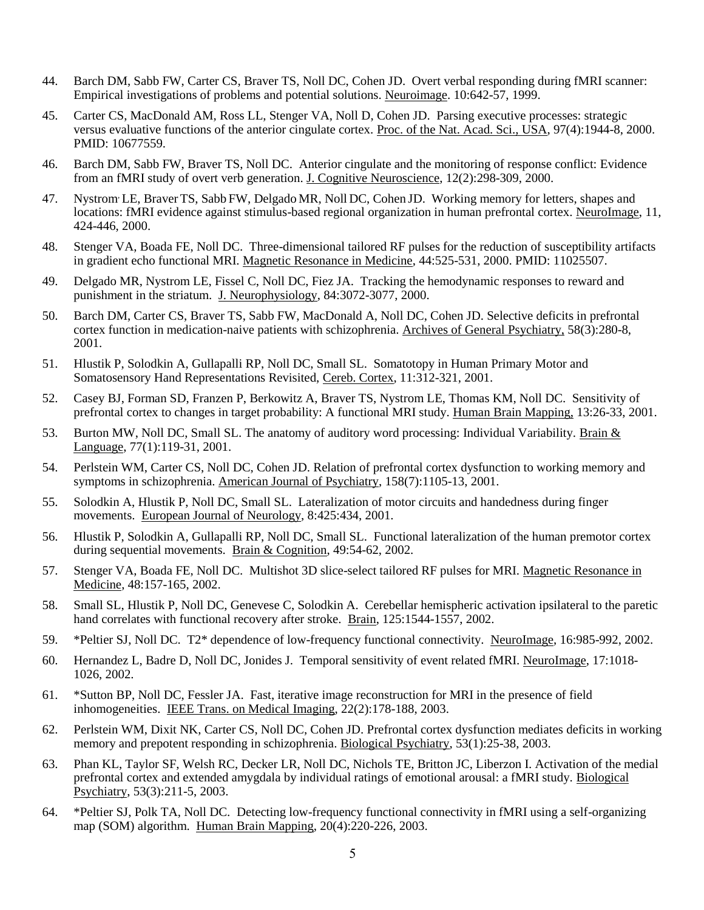44. Barch DM, Sabb FW, Carter CS, Braver TS, Noll DC, Cohen JD. Overt verbal responding during fMRI scanner: Empirical investigations of problems and potential solutions. Neuroimage. 10:642-57, 1999.

45. Carter CS, MacDonald AM, Ross LL, Stenger VA, Noll D, Cohen JD. Parsing executive processes: strategic versus evaluative functions of the anterior cingulate cortex. Proc. of the Nat. Acad. Sci., USA, 97(4):1944-8, 2000. PMID: 10677559.

46. Barch DM, Sabb FW, Braver TS, Noll DC. Anterior cingulate and the monitoring of response conflict: Evidence from an fMRI study of overt verb generation. J. Cognitive Neuroscience, 12(2):298-309, 2000.

47. Nystrom, LE, Braver TS, Sabb FW, Delgado MR, Noll DC, Cohen JD. Working memory for letters, shapes and locations: fMRI evidence against stimulus-based regional organization in human prefrontal cortex. NeuroImage, 11, 424-446, 2000.

48. Stenger VA, Boada FE, Noll DC. Three-dimensional tailored RF pulses for the reduction of susceptibility artifacts in gradient echo functional MRI. Magnetic Resonance in Medicine, 44:525-531, 2000. PMID: 11025507.

49. Delgado MR, Nystrom LE, Fissel C, Noll DC, Fiez JA. Tracking the hemodynamic responses to reward and punishment in the striatum. J. Neurophysiology, 84:3072-3077, 2000.

50. Barch DM, Carter CS, Braver TS, Sabb FW, MacDonald A, Noll DC, Cohen JD. Selective deficits in prefrontal cortex function in medication-naive patients with schizophrenia. Archives of General Psychiatry, 58(3):280-8, 2001.

51. Hlustik P, Solodkin A, Gullapalli RP, Noll DC, Small SL. Somatotopy in Human Primary Motor and Somatosensory Hand Representations Revisited, Cereb. Cortex, 11:312-321, 2001.

52. Casey BJ, Forman SD, Franzen P, Berkowitz A, Braver TS, Nystrom LE, Thomas KM, Noll DC. Sensitivity of prefrontal cortex to changes in target probability: A functional MRI study. Human Brain Mapping, 13:26-33, 2001.

53. Burton MW, Noll DC, Small SL. The anatomy of auditory word processing: Individual Variability. Brain & Language, 77(1):119-31, 2001.

54. Perlstein WM, Carter CS, Noll DC, Cohen JD. Relation of prefrontal cortex dysfunction to working memory and symptoms in schizophrenia. American Journal of Psychiatry, 158(7):1105-13, 2001.

55. Solodkin A, Hlustik P, Noll DC, Small SL. Lateralization of motor circuits and handedness during finger movements. European Journal of Neurology, 8:425:434, 2001.

56. Hlustik P, Solodkin A, Gullapalli RP, Noll DC, Small SL. Functional lateralization of the human premotor cortex during sequential movements. Brain & Cognition, 49:54-62, 2002.

57. Stenger VA, Boada FE, Noll DC. Multishot 3D slice-select tailored RF pulses for MRI. Magnetic Resonance in Medicine, 48:157-165, 2002.

58. Small SL, Hlustik P, Noll DC, Genevese C, Solodkin A. Cerebellar hemispheric activation ipsilateral to the paretic hand correlates with functional recovery after stroke. Brain, 125:1544-1557, 2002.

59. *Peltier SJ, Noll DC. T2* dependence of low-frequency functional connectivity. NeuroImage, 16:985-992, 2002.

60. Hernandez L, Badre D, Noll DC, Jonides J. Temporal sensitivity of event related fMRI. NeuroImage, 17:1018-1026, 2002.

61. *Sutton BP, Noll DC, Fessler JA. Fast, iterative image reconstruction for MRI in the presence of field inhomogeneities. IEEE Trans. on Medical Imaging, 22(2):178-188, 2003.

62. Perlstein WM, Dixit NK, Carter CS, Noll DC, Cohen JD. Prefrontal cortex dysfunction mediates deficits in working memory and prepotent responding in schizophrenia. Biological Psychiatry, 53(1):25-38, 2003.

63. Phan KL, Taylor SF, Welsh RC, Decker LR, Noll DC, Nichols TE, Britton JC, Liberzon I. Activation of the medial prefrontal cortex and extended amygdala by individual ratings of emotional arousal: a fMRI study. Biological Psychiatry, 53(3):211-5, 2003.

64. *Peltier SJ, Polk TA, Noll DC. Detecting low-frequency functional connectivity in fMRI using a self-organizing map (SOM) algorithm. Human Brain Mapping, 20(4):220-226, 2003.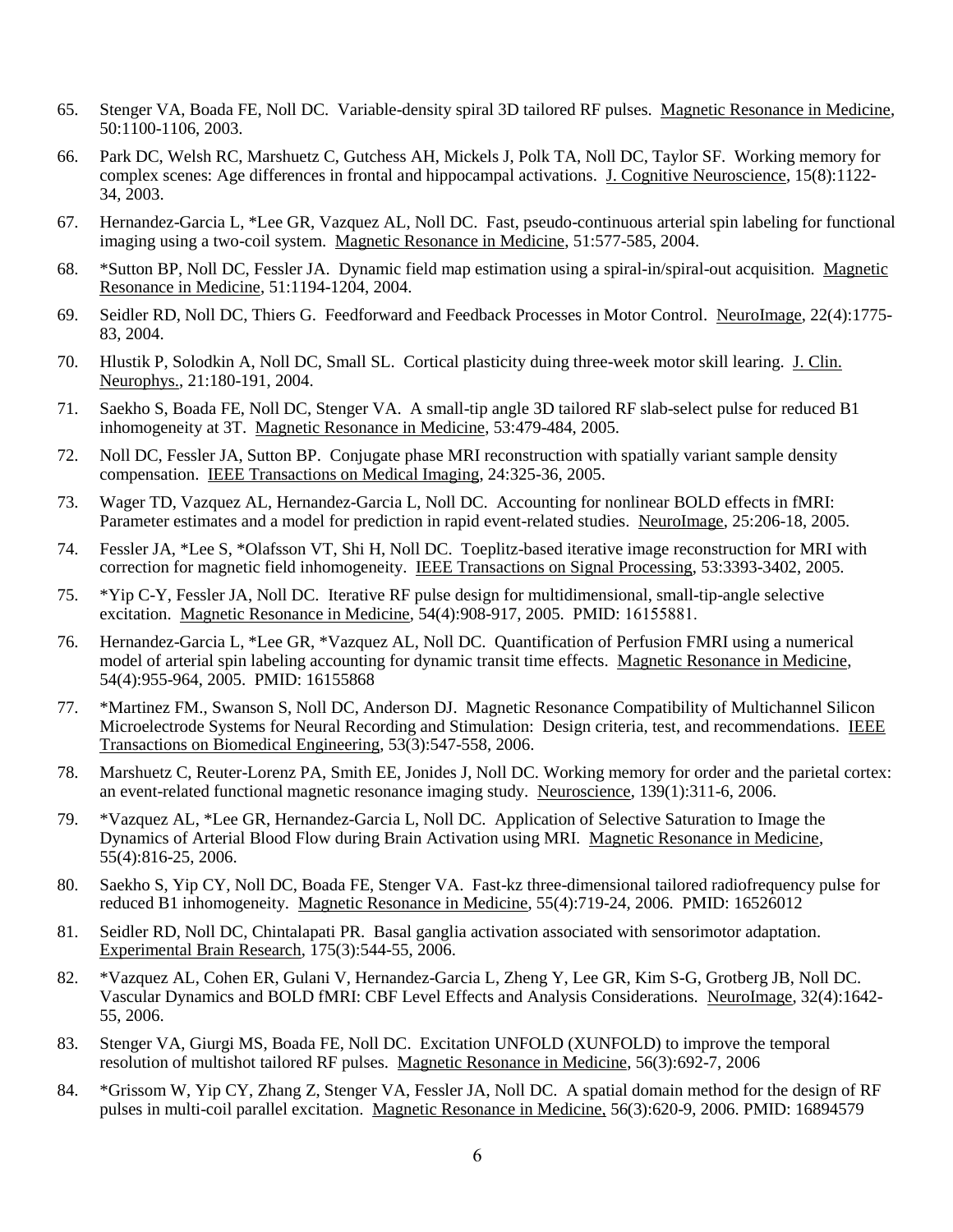65. Stenger VA, Boada FE, Noll DC. Variable-density spiral 3D tailored RF pulses. Magnetic Resonance in Medicine, 50:1100-1106, 2003.

66. Park DC, Welsh RC, Marshuetz C, Gutchess AH, Mickels J, Polk TA, Noll DC, Taylor SF. Working memory for complex scenes: Age differences in frontal and hippocampal activations. J. Cognitive Neuroscience, 15(8):1122-34, 2003.

67. Hernandez-Garcia L, *Lee GR, Vazquez AL, Noll DC. Fast, pseudo-continuous arterial spin labeling for functional imaging using a two-coil system. Magnetic Resonance in Medicine, 51:577-585, 2004.

68. *Sutton BP, Noll DC, Fessler JA. Dynamic field map estimation using a spiral-in/spiral-out acquisition. Magnetic Resonance in Medicine, 51:1194-1204, 2004.

69. Seidler RD, Noll DC, Thiers G. Feedforward and Feedback Processes in Motor Control. NeuroImage, 22(4):1775-83, 2004.

70. Hlustik P, Solodkin A, Noll DC, Small SL. Cortical plasticity during three-week motor skill learing. J. Clin. Neurophys., 21:180-191, 2004.

71. Saekho S, Boada FE, Noll DC, Stenger VA. A small-tip angle 3D tailored RF slab-select pulse for reduced B1 inhomogeneity at 3T. Magnetic Resonance in Medicine, 53:479-484, 2005.

72. Noll DC, Fessler JA, Sutton BP. Conjugate phase MRI reconstruction with spatially variant sample density compensation. IEEE Transactions on Medical Imaging, 24:325-36, 2005.

73. Wager TD, Vazquez AL, Hernandez-Garcia L, Noll DC. Accounting for nonlinear BOLD effects in fMRI: Parameter estimates and a model for prediction in rapid event-related studies. NeuroImage, 25:206-18, 2005.

74. Fessler JA, *Lee S, *Olafsson VT, Shi H, Noll DC. Toeplitz-based iterative image reconstruction for MRI with correction for magnetic field inhomogeneity. IEEE Transactions on Signal Processing, 53:3393-3402, 2005.

75. *Yip C-Y, Fessler JA, Noll DC. Iterative RF pulse design for multidimensional, small-tip-angle selective excitation. Magnetic Resonance in Medicine, 54(4):908-917, 2005. PMID: 16155881.

76. Hernandez-Garcia L, *Lee GR, *Vazquez AL, Noll DC. Quantification of Perfusion FMRI using a numerical model of arterial spin labeling accounting for dynamic transit time effects. Magnetic Resonance in Medicine, 54(4):955-964, 2005. PMID: 16155868

77. *Martinez FM., Swanson S, Noll DC, Anderson DJ. Magnetic Resonance Compatibility of Multichannel Silicon Microelectrode Systems for Neural Recording and Stimulation: Design criteria, test, and recommendations. IEEE Transactions on Biomedical Engineering, 53(3):547-558, 2006.

78. Marshuetz C, Reuter-Lorenz PA, Smith EE, Jonides J, Noll DC. Working memory for order and the parietal cortex: an event-related functional magnetic resonance imaging study. Neuroscience, 139(1):311-6, 2006.

79. *Vazquez AL, *Lee GR, Hernandez-Garcia L, Noll DC. Application of Selective Saturation to Image the Dynamics of Arterial Blood Flow during Brain Activation using MRI. Magnetic Resonance in Medicine, 55(4):816-25, 2006.

80. Saekho S, Yip CY, Noll DC, Boada FE, Stenger VA. Fast-kz three-dimensional tailored radiofrequency pulse for reduced B1 inhomogeneity. Magnetic Resonance in Medicine, 55(4):719-24, 2006. PMID: 16526012

81. Seidler RD, Noll DC, Chintalapati PR. Basal ganglia activation associated with sensorimotor adaptation. Experimental Brain Research, 175(3):544-55, 2006.

82. *Vazquez AL, Cohen ER, Gulani V, Hernandez-Garcia L, Zheng Y, Lee GR, Kim S-G, Grotberg JB, Noll DC. Vascular Dynamics and BOLD fMRI: CBF Level Effects and Analysis Considerations. NeuroImage, 32(4):1642-55, 2006.

83. Stenger VA, Giurgi MS, Boada FE, Noll DC. Excitation UNFOLD (XUNFOLD) to improve the temporal resolution of multishot tailored RF pulses. Magnetic Resonance in Medicine, 56(3):692-7, 2006

84. *Grissom W, Yip CY, Zhang Z, Stenger VA, Fessler JA, Noll DC. A spatial domain method for the design of RF pulses in multi-coil parallel excitation. Magnetic Resonance in Medicine, 56(3):620-9, 2006. PMID: 16894579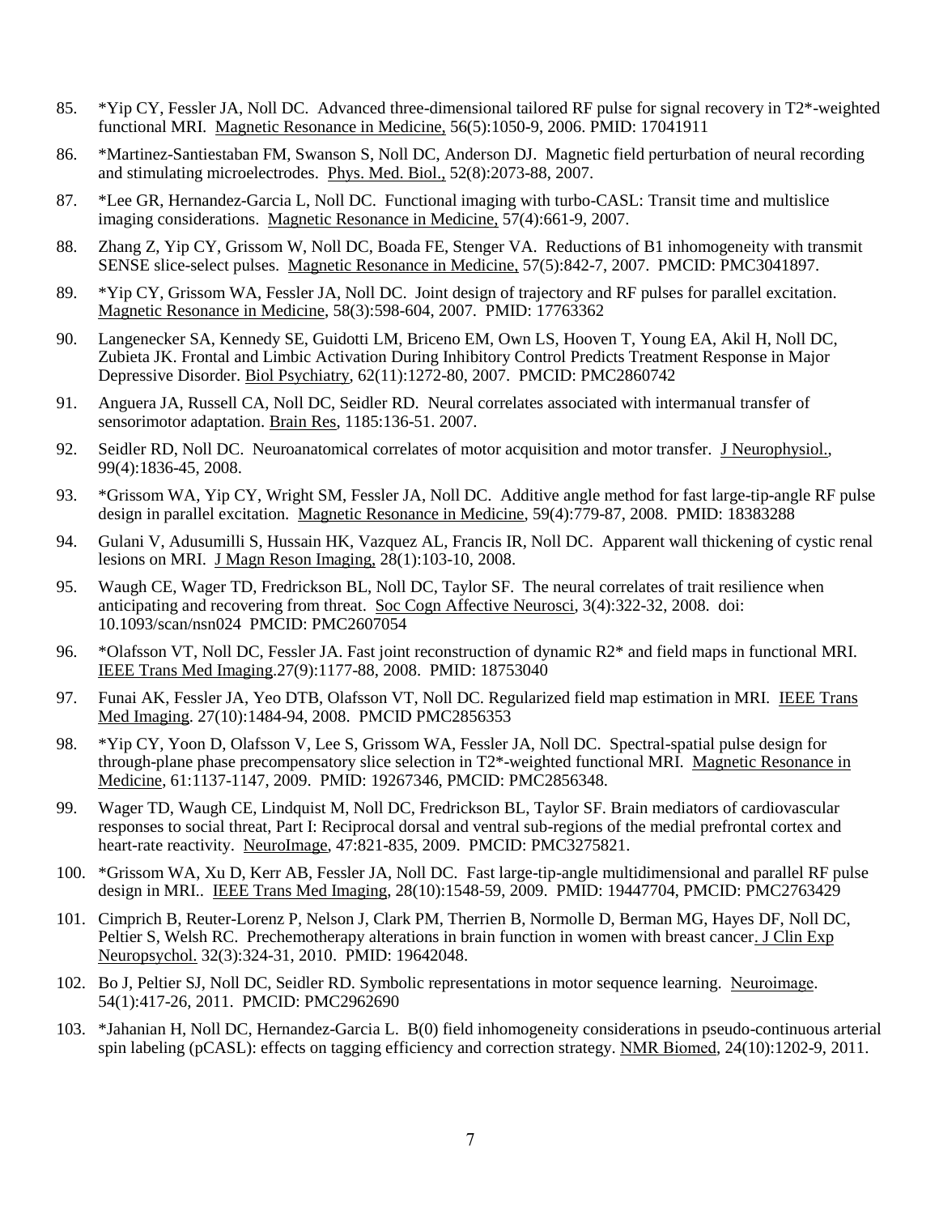85. *Yip CY, Fessler JA, Noll DC. Advanced three-dimensional tailored RF pulse for signal recovery in T2*-weighted functional MRI. Magnetic Resonance in Medicine, 56(5):1050-9, 2006. PMID: 17041911

86. *Martinez-Santiestaban FM, Swanson S, Noll DC, Anderson DJ. Magnetic field perturbation of neural recording and stimulating microelectrodes. Phys. Med. Biol., 52(8):2073-88, 2007.

87. *Lee GR, Hernandez-Garcia L, Noll DC. Functional imaging with turbo-CASL: Transit time and multislice imaging considerations. Magnetic Resonance in Medicine, 57(4):661-9, 2007.

88. Zhang Z, Yip CY, Grissom W, Noll DC, Boada FE, Stenger VA. Reductions of B1 inhomogeneity with transmit SENSE slice-select pulses. Magnetic Resonance in Medicine, 57(5):842-7, 2007. PMCID: PMC3041897.

89. *Yip CY, Grissom WA, Fessler JA, Noll DC. Joint design of trajectory and RF pulses for parallel excitation. Magnetic Resonance in Medicine, 58(3):598-604, 2007. PMID: 17763362

90. Langenecker SA, Kennedy SE, Guidotti LM, Briceno EM, Own LS, Hooven T, Young EA, Akil H, Noll DC, Zubieta JK. Frontal and Limbic Activation During Inhibitory Control Predicts Treatment Response in Major Depressive Disorder. Biol Psychiatry, 62(11):1272-80, 2007. PMCID: PMC2860742

91. Anguera JA, Russell CA, Noll DC, Seidler RD. Neural correlates associated with intermanual transfer of sensorimotor adaptation. Brain Res, 1185:136-51. 2007.

92. Seidler RD, Noll DC. Neuroanatomical correlates of motor acquisition and motor transfer. J Neurophysiol., 99(4):1836-45, 2008.

93. *Grissom WA, Yip CY, Wright SM, Fessler JA, Noll DC. Additive angle method for fast large-tip-angle RF pulse design in parallel excitation. Magnetic Resonance in Medicine, 59(4):779-87, 2008. PMID: 18383288

94. Gulani V, Adusumilli S, Hussain HK, Vazquez AL, Francis IR, Noll DC. Apparent wall thickening of cystic renal lesions on MRI. J Magn Reson Imaging, 28(1):103-10, 2008.

95. Waugh CE, Wager TD, Fredrickson BL, Noll DC, Taylor SF. The neural correlates of trait resilience when anticipating and recovering from threat. Soc Cogn Affective Neurosci, 3(4):322-32, 2008. doi: 10.1093/scan/nsn024 PMCID: PMC2607054

96. *Olafsson VT, Noll DC, Fessler JA. Fast joint reconstruction of dynamic R2* and field maps in functional MRI. IEEE Trans Med Imaging.27(9):1177-88, 2008. PMID: 18753040

97. Funai AK, Fessler JA, Yeo DTB, Olafsson VT, Noll DC. Regularized field map estimation in MRI. IEEE Trans Med Imaging. 27(10):1484-94, 2008. PMCID PMC2856353

98. *Yip CY, Yoon D, Olafsson V, Lee S, Grissom WA, Fessler JA, Noll DC. Spectral-spatial pulse design for through-plane phase precompensatory slice selection in T2*-weighted functional MRI. Magnetic Resonance in Medicine, 61:1137-1147, 2009. PMID: 19267346, PMCID: PMC2856348.

99. Wager TD, Waugh CE, Lindquist M, Noll DC, Fredrickson BL, Taylor SF. Brain mediators of cardiovascular responses to social threat, Part I: Reciprocal dorsal and ventral sub-regions of the medial prefrontal cortex and heart-rate reactivity. NeuroImage, 47:821-835, 2009. PMCID: PMC3275821.

100. *Grissom WA, Xu D, Kerr AB, Fessler JA, Noll DC. Fast large-tip-angle multidimensional and parallel RF pulse design in MRI.. IEEE Trans Med Imaging, 28(10):1548-59, 2009. PMID: 19447704, PMCID: PMC2763429

101. Cimprich B, Reuter-Lorenz P, Nelson J, Clark PM, Therrien B, Normolle D, Berman MG, Hayes DF, Noll DC, Peltier S, Welsh RC. Prechemotherapy alterations in brain function in women with breast cancer. J Clin Exp Neuropsychol. 32(3):324-31, 2010. PMID: 19642048.

102. Bo J, Peltier SJ, Noll DC, Seidler RD. Symbolic representations in motor sequence learning. Neuroimage. 54(1):417-26, 2011. PMCID: PMC2962690

103. *Jahanian H, Noll DC, Hernandez-Garcia L. B(0) field inhomogeneity considerations in pseudo-continuous arterial spin labeling (pCASL): effects on tagging efficiency and correction strategy. NMR Biomed, 24(10):1202-9, 2011.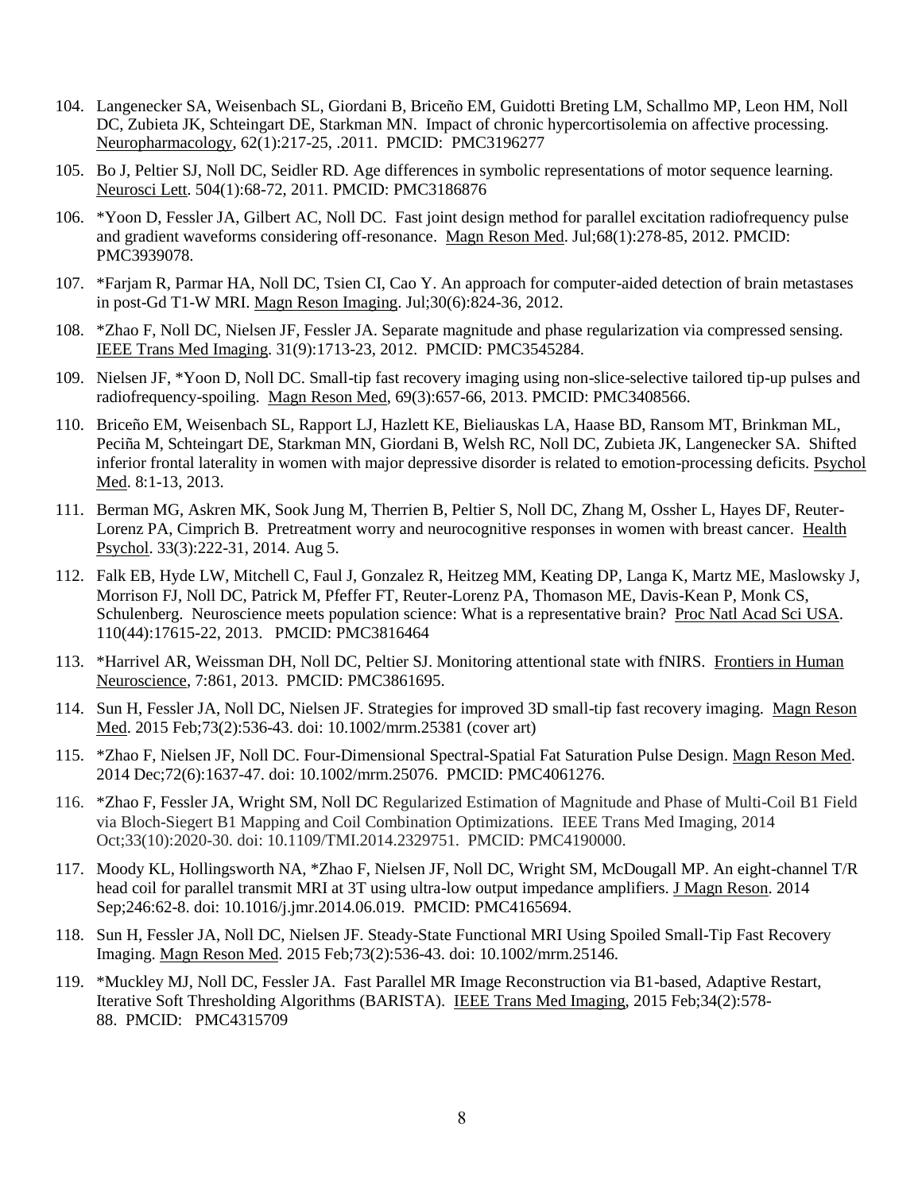104. Langenecker SA, Weisenbach SL, Giordani B, Briceño EM, Guidotti Breting LM, Schallmo MP, Leon HM, Noll DC, Zubieta JK, Schteingart DE, Starkman MN. Impact of chronic hypercortisolemia on affective processing. Neuropharmacology, 62(1):217-25, .2011. PMCID: PMC3196277

105. Bo J, Peltier SJ, Noll DC, Seidler RD. Age differences in symbolic representations of motor sequence learning. Neurosci Lett. 504(1):68-72, 2011. PMCID: PMC3186876

106. *Yoon D, Fessler JA, Gilbert AC, Noll DC. Fast joint design method for parallel excitation radiofrequency pulse and gradient waveforms considering off-resonance. Magn Reson Med. Jul;68(1):278-85, 2012. PMCID: PMC3939078.

107. *Farjam R, Parmar HA, Noll DC, Tsien CI, Cao Y. An approach for computer-aided detection of brain metastases in post-Gd T1-W MRI. Magn Reson Imaging. Jul;30(6):824-36, 2012.

108. *Zhao F, Noll DC, Nielsen JF, Fessler JA. Separate magnitude and phase regularization via compressed sensing. IEEE Trans Med Imaging. 31(9):1713-23, 2012. PMCID: PMC3545284.

109. Nielsen JF, *Yoon D, Noll DC. Small-tip fast recovery imaging using non-slice-selective tailored tip-up pulses and radiofrequency-spoiling. Magn Reson Med, 69(3):657-66, 2013. PMCID: PMC3408566.

110. Briceño EM, Weisenbach SL, Rapport LJ, Hazlett KE, Bieliauskas LA, Haase BD, Ransom MT, Brinkman ML, Peciña M, Schteingart DE, Starkman MN, Giordani B, Welsh RC, Noll DC, Zubieta JK, Langenecker SA. Shifted inferior frontal laterality in women with major depressive disorder is related to emotion-processing deficits. Psychol Med. 8:1-13, 2013.

111. Berman MG, Askren MK, Sook Jung M, Therrien B, Peltier S, Noll DC, Zhang M, Ossher L, Hayes DF, Reuter-Lorenz PA, Cimprich B. Pretreatment worry and neurocognitive responses in women with breast cancer. Health Psychol. 33(3):222-31, 2014. Aug 5.

112. Falk EB, Hyde LW, Mitchell C, Faul J, Gonzalez R, Heitzeg MM, Keating DP, Langa K, Martz ME, Maslowsky J, Morrison FJ, Noll DC, Patrick M, Pfeffer FT, Reuter-Lorenz PA, Thomason ME, Davis-Kean P, Monk CS, Schulenberg. Neuroscience meets population science: What is a representative brain? Proc Natl Acad Sci USA. 110(44):17615-22, 2013. PMCID: PMC3816464

113. *Harrivel AR, Weissman DH, Noll DC, Peltier SJ. Monitoring attentional state with fNIRS. Frontiers in Human Neuroscience, 7:861, 2013. PMCID: PMC3861695.

114. Sun H, Fessler JA, Noll DC, Nielsen JF. Strategies for improved 3D small-tip fast recovery imaging. Magn Reson Med. 2015 Feb;73(2):536-43. doi: 10.1002/mrm.25381 (cover art)

115. *Zhao F, Nielsen JF, Noll DC. Four-Dimensional Spectral-Spatial Fat Saturation Pulse Design. Magn Reson Med. 2014 Dec;72(6):1637-47. doi: 10.1002/mrm.25076. PMCID: PMC4061276.

116. *Zhao F, Fessler JA, Wright SM, Noll DC Regularized Estimation of Magnitude and Phase of Multi-Coil B1 Field via Bloch-Siegert B1 Mapping and Coil Combination Optimizations. IEEE Trans Med Imaging, 2014 Oct;33(10):2020-30. doi: 10.1109/TMI.2014.2329751. PMCID: PMC4190000.

117. Moody KL, Hollingsworth NA, *Zhao F, Nielsen JF, Noll DC, Wright SM, McDougall MP. An eight-channel T/R head coil for parallel transmit MRI at 3T using ultra-low output impedance amplifiers. J Magn Reson. 2014 Sep;246:62-8. doi: 10.1016/j.jmr.2014.06.019. PMCID: PMC4165694.

118. Sun H, Fessler JA, Noll DC, Nielsen JF. Steady-State Functional MRI Using Spoiled Small-Tip Fast Recovery Imaging. Magn Reson Med. 2015 Feb;73(2):536-43. doi: 10.1002/mrm.25146.

119. *Muckley MJ, Noll DC, Fessler JA. Fast Parallel MR Image Reconstruction via B1-based, Adaptive Restart, Iterative Soft Thresholding Algorithms (BARISTA). IEEE Trans Med Imaging, 2015 Feb;34(2):578-88. PMCID: PMC4315709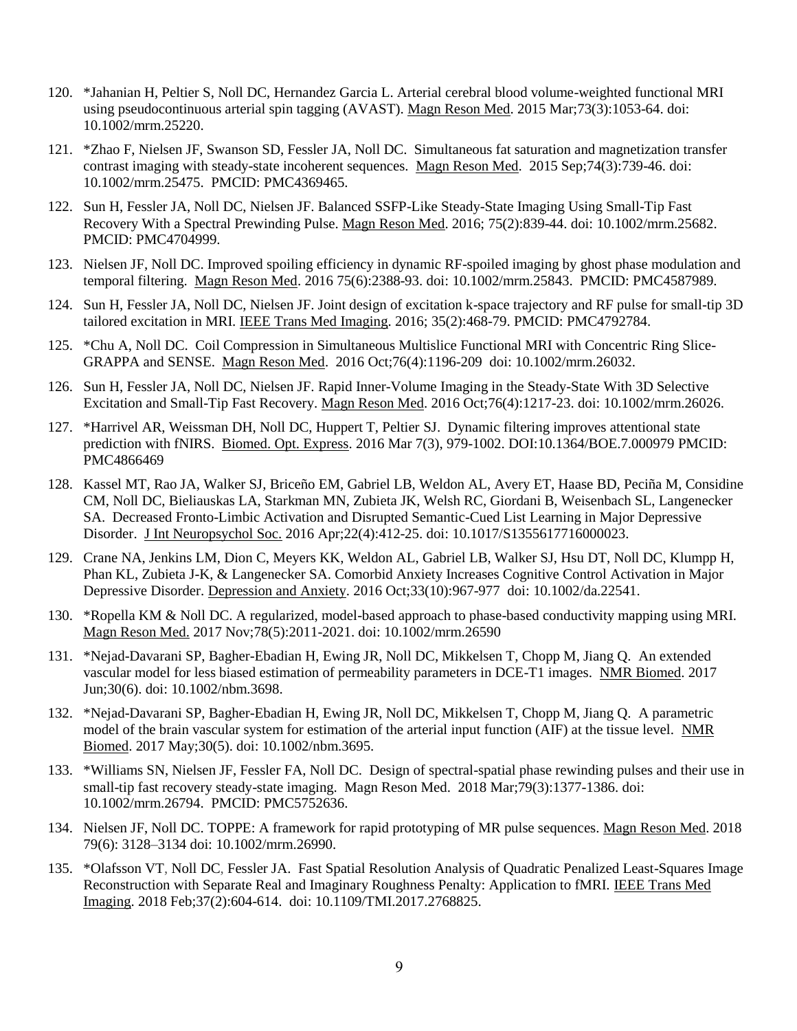120. *Jahanian H, Peltier S, Noll DC, Hernandez Garcia L. Arterial cerebral blood volume-weighted functional MRI using pseudocontinuous arterial spin tagging (AVAST). Magn Reson Med. 2015 Mar;73(3):1053-64. doi: 10.1002/mrm.25220.

121. *Zhao F, Nielsen JF, Swanson SD, Fessler JA, Noll DC. Simultaneous fat saturation and magnetization transfer contrast imaging with steady-state incoherent sequences. Magn Reson Med. 2015 Sep;74(3):739-46. doi: 10.1002/mrm.25475. PMCID: PMC4369465.

122. Sun H, Fessler JA, Noll DC, Nielsen JF. Balanced SSFP-Like Steady-State Imaging Using Small-Tip Fast Recovery With a Spectral Prewinding Pulse. Magn Reson Med. 2016; 75(2):839-44. doi: 10.1002/mrm.25682. PMCID: PMC4704999.

123. Nielsen JF, Noll DC. Improved spoiling efficiency in dynamic RF-spoiled imaging by ghost phase modulation and temporal filtering. Magn Reson Med. 2016 75(6):2388-93. doi: 10.1002/mrm.25843. PMCID: PMC4587989.

124. Sun H, Fessler JA, Noll DC, Nielsen JF. Joint design of excitation k-space trajectory and RF pulse for small-tip 3D tailored excitation in MRI. IEEE Trans Med Imaging. 2016; 35(2):468-79. PMCID: PMC4792784.

125. *Chu A, Noll DC. Coil Compression in Simultaneous Multislice Functional MRI with Concentric Ring Slice-GRAPPA and SENSE. Magn Reson Med. 2016 Oct;76(4):1196-209 doi: 10.1002/mrm.26032.

126. Sun H, Fessler JA, Noll DC, Nielsen JF. Rapid Inner-Volume Imaging in the Steady-State With 3D Selective Excitation and Small-Tip Fast Recovery. Magn Reson Med. 2016 Oct;76(4):1217-23. doi: 10.1002/mrm.26026.

127. *Harrivel AR, Weissman DH, Noll DC, Huppert T, Peltier SJ. Dynamic filtering improves attentional state prediction with fNIRS. Biomed. Opt. Express. 2016 Mar 7(3), 979-1002. DOI:10.1364/BOE.7.000979 PMCID: PMC4866469

128. Kassel MT, Rao JA, Walker SJ, Briceño EM, Gabriel LB, Weldon AL, Avery ET, Haase BD, Peciña M, Considine CM, Noll DC, Bieliauskas LA, Starkman MN, Zubieta JK, Welsh RC, Giordani B, Weisenbach SL, Langenecker SA. Decreased Fronto-Limbic Activation and Disrupted Semantic-Cued List Learning in Major Depressive Disorder. J Int Neuropsychol Soc. 2016 Apr;22(4):412-25. doi: 10.1017/S1355617716000023.

129. Crane NA, Jenkins LM, Dion C, Meyers KK, Weldon AL, Gabriel LB, Walker SJ, Hsu DT, Noll DC, Klumpp H, Phan KL, Zubieta J-K, & Langenecker SA. Comorbid Anxiety Increases Cognitive Control Activation in Major Depressive Disorder. Depression and Anxiety. 2016 Oct;33(10):967-977 doi: 10.1002/da.22541.

130. *Ropella KM & Noll DC. A regularized, model-based approach to phase-based conductivity mapping using MRI. Magn Reson Med. 2017 Nov;78(5):2011-2021. doi: 10.1002/mrm.26590

131. *Nejad-Davarani SP, Bagher-Ebadian H, Ewing JR, Noll DC, Mikkelsen T, Chopp M, Jiang Q. An extended vascular model for less biased estimation of permeability parameters in DCE-T1 images. NMR Biomed. 2017 Jun;30(6). doi: 10.1002/nbm.3698.

132. *Nejad-Davarani SP, Bagher-Ebadian H, Ewing JR, Noll DC, Mikkelsen T, Chopp M, Jiang Q. A parametric model of the brain vascular system for estimation of the arterial input function (AIF) at the tissue level. NMR Biomed. 2017 May;30(5). doi: 10.1002/nbm.3695.

133. *Williams SN, Nielsen JF, Fessler FA, Noll DC. Design of spectral-spatial phase rewinding pulses and their use in small-tip fast recovery steady-state imaging. Magn Reson Med. 2018 Mar;79(3):1377-1386. doi: 10.1002/mrm.26794. PMCID: PMC5752636.

134. Nielsen JF, Noll DC. TOPPE: A framework for rapid prototyping of MR pulse sequences. Magn Reson Med. 2018 79(6): 3128–3134 doi: 10.1002/mrm.26990.

135. *Olafsson VT, Noll DC, Fessler JA. Fast Spatial Resolution Analysis of Quadratic Penalized Least-Squares Image Reconstruction with Separate Real and Imaginary Roughness Penalty: Application to fMRI. IEEE Trans Med Imaging. 2018 Feb;37(2):604-614. doi: 10.1109/TMI.2017.2768825.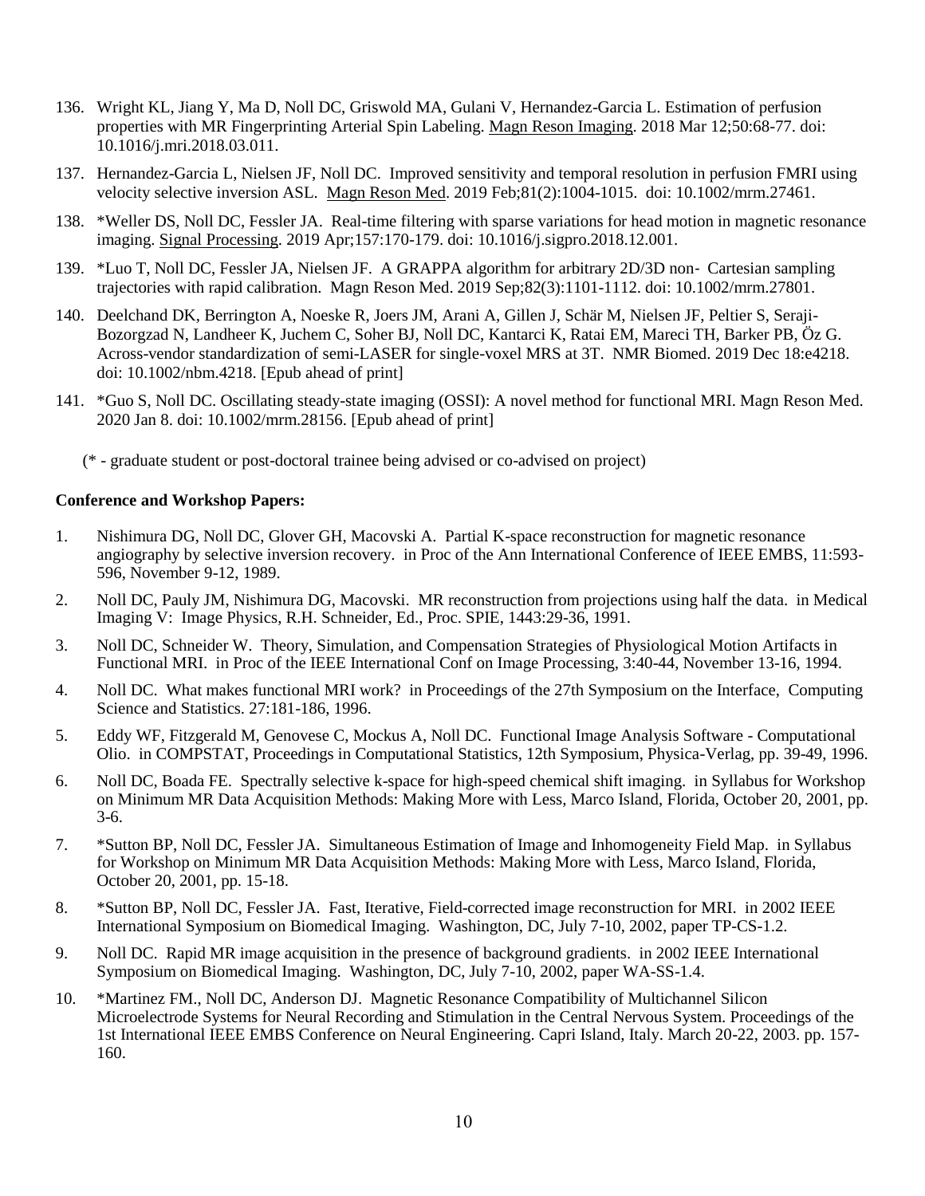136. Wright KL, Jiang Y, Ma D, Noll DC, Griswold MA, Gulani V, Hernandez-Garcia L. Estimation of perfusion properties with MR Fingerprinting Arterial Spin Labeling. Magn Reson Imaging. 2018 Mar 12;50:68-77. doi: 10.1016/j.mri.2018.03.011.

137. Hernandez-Garcia L, Nielsen JF, Noll DC. Improved sensitivity and temporal resolution in perfusion FMRI using velocity selective inversion ASL. Magn Reson Med. 2019 Feb;81(2):1004-1015. doi: 10.1002/mrm.27461.

138. *Weller DS, Noll DC, Fessler JA. Real-time filtering with sparse variations for head motion in magnetic resonance imaging. Signal Processing. 2019 Apr;157:170-179. doi: 10.1016/j.sigpro.2018.12.001.

139. *Luo T, Noll DC, Fessler JA, Nielsen JF. A GRAPPA algorithm for arbitrary 2D/3D non- Cartesian sampling trajectories with rapid calibration. Magn Reson Med. 2019 Sep;82(3):1101-1112. doi: 10.1002/mrm.27801.

140. Deelchand DK, Berrington A, Noeske R, Joers JM, Arani A, Gillen J, Schär M, Nielsen JF, Peltier S, Seraji-Bozorgzad N, Landheer K, Juchem C, Soher BJ, Noll DC, Kantarci K, Ratai EM, Mareci TH, Barker PB, Öz G. Across-vendor standardization of semi-LASER for single-voxel MRS at 3T. NMR Biomed. 2019 Dec 18:e4218. doi: 10.1002/nbm.4218. [Epub ahead of print]

141. *Guo S, Noll DC. Oscillating steady-state imaging (OSSI): A novel method for functional MRI. Magn Reson Med. 2020 Jan 8. doi: 10.1002/mrm.28156. [Epub ahead of print]

(* - graduate student or post-doctoral trainee being advised or co-advised on project)

**Conference and Workshop Papers:**

1. Nishimura DG, Noll DC, Glover GH, Macovski A. Partial K-space reconstruction for magnetic resonance angiography by selective inversion recovery. in Proc of the Ann International Conference of IEEE EMBS, 11:593-596, November 9-12, 1989.

2. Noll DC, Pauly JM, Nishimura DG, Macovski. MR reconstruction from projections using half the data. in Medical Imaging V: Image Physics, R.H. Schneider, Ed., Proc. SPIE, 1443:29-36, 1991.

3. Noll DC, Schneider W. Theory, Simulation, and Compensation Strategies of Physiological Motion Artifacts in Functional MRI. in Proc of the IEEE International Conf on Image Processing, 3:40-44, November 13-16, 1994.

4. Noll DC. What makes functional MRI work? in Proceedings of the 27th Symposium on the Interface, Computing Science and Statistics. 27:181-186, 1996.

5. Eddy WF, Fitzgerald M, Genovese C, Mockus A, Noll DC. Functional Image Analysis Software - Computational Olio. in COMPSTAT, Proceedings in Computational Statistics, 12th Symposium, Physica-Verlag, pp. 39-49, 1996.

6. Noll DC, Boada FE. Spectrally selective k-space for high-speed chemical shift imaging. in Syllabus for Workshop on Minimum MR Data Acquisition Methods: Making More with Less, Marco Island, Florida, October 20, 2001, pp. 3-6.

7. *Sutton BP, Noll DC, Fessler JA. Simultaneous Estimation of Image and Inhomogeneity Field Map. in Syllabus for Workshop on Minimum MR Data Acquisition Methods: Making More with Less, Marco Island, Florida, October 20, 2001, pp. 15-18.

8. *Sutton BP, Noll DC, Fessler JA. Fast, Iterative, Field-corrected image reconstruction for MRI. in 2002 IEEE International Symposium on Biomedical Imaging. Washington, DC, July 7-10, 2002, paper TP-CS-1.2.

9. Noll DC. Rapid MR image acquisition in the presence of background gradients. in 2002 IEEE International Symposium on Biomedical Imaging. Washington, DC, July 7-10, 2002, paper WA-SS-1.4.

10. *Martinez FM., Noll DC, Anderson DJ. Magnetic Resonance Compatibility of Multichannel Silicon Microelectrode Systems for Neural Recording and Stimulation in the Central Nervous System. Proceedings of the 1st International IEEE EMBS Conference on Neural Engineering. Capri Island, Italy. March 20-22, 2003. pp. 157-160.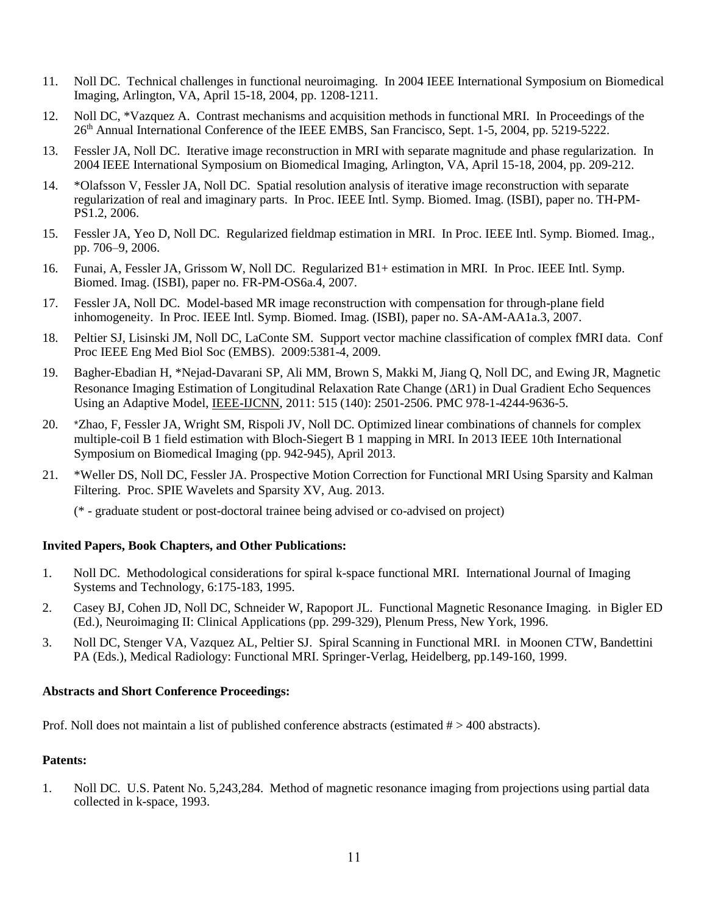11. Noll DC. Technical challenges in functional neuroimaging. In 2004 IEEE International Symposium on Biomedical Imaging, Arlington, VA, April 15-18, 2004, pp. 1208-1211.
12. Noll DC, *Vazquez A. Contrast mechanisms and acquisition methods in functional MRI. In Proceedings of the 26th Annual International Conference of the IEEE EMBS, San Francisco, Sept. 1-5, 2004, pp. 5219-5222.
13. Fessler JA, Noll DC. Iterative image reconstruction in MRI with separate magnitude and phase regularization. In 2004 IEEE International Symposium on Biomedical Imaging, Arlington, VA, April 15-18, 2004, pp. 209-212.
14. *Olafsson V, Fessler JA, Noll DC. Spatial resolution analysis of iterative image reconstruction with separate regularization of real and imaginary parts. In Proc. IEEE Intl. Symp. Biomed. Imag. (ISBI), paper no. TH-PM-PS1.2, 2006.
15. Fessler JA, Yeo D, Noll DC. Regularized fieldmap estimation in MRI. In Proc. IEEE Intl. Symp. Biomed. Imag., pp. 706–9, 2006.
16. Funai, A, Fessler JA, Grissom W, Noll DC. Regularized B1+ estimation in MRI. In Proc. IEEE Intl. Symp. Biomed. Imag. (ISBI), paper no. FR-PM-OS6a.4, 2007.
17. Fessler JA, Noll DC. Model-based MR image reconstruction with compensation for through-plane field inhomogeneity. In Proc. IEEE Intl. Symp. Biomed. Imag. (ISBI), paper no. SA-AM-AA1a.3, 2007.
18. Peltier SJ, Lisinski JM, Noll DC, LaConte SM. Support vector machine classification of complex fMRI data. Conf Proc IEEE Eng Med Biol Soc (EMBS). 2009:5381-4, 2009.
19. Bagher-Ebadian H, *Nejad-Davarani SP, Ali MM, Brown S, Makki M, Jiang Q, Noll DC, and Ewing JR, Magnetic Resonance Imaging Estimation of Longitudinal Relaxation Rate Change (ΔR1) in Dual Gradient Echo Sequences Using an Adaptive Model, IEEE-IJCNN, 2011: 515 (140): 2501-2506. PMC 978-1-4244-9636-5.
20. *Zhao, F, Fessler JA, Wright SM, Rispoli JV, Noll DC. Optimized linear combinations of channels for complex multiple-coil B 1 field estimation with Bloch-Siegert B 1 mapping in MRI. In 2013 IEEE 10th International Symposium on Biomedical Imaging (pp. 942-945), April 2013.
21. *Weller DS, Noll DC, Fessler JA. Prospective Motion Correction for Functional MRI Using Sparsity and Kalman Filtering. Proc. SPIE Wavelets and Sparsity XV, Aug. 2013.

(* - graduate student or post-doctoral trainee being advised or co-advised on project)

**Invited Papers, Book Chapters, and Other Publications:**

1. Noll DC. Methodological considerations for spiral k-space functional MRI. International Journal of Imaging Systems and Technology, 6:175-183, 1995.
2. Casey BJ, Cohen JD, Noll DC, Schneider W, Rapoport JL. Functional Magnetic Resonance Imaging. in Bigler ED (Ed.), Neuroimaging II: Clinical Applications (pp. 299-329), Plenum Press, New York, 1996.
3. Noll DC, Stenger VA, Vazquez AL, Peltier SJ. Spiral Scanning in Functional MRI. in Moonen CTW, Bandettini PA (Eds.), Medical Radiology: Functional MRI. Springer-Verlag, Heidelberg, pp.149-160, 1999.

**Abstracts and Short Conference Proceedings:**

Prof. Noll does not maintain a list of published conference abstracts (estimated # > 400 abstracts).

**Patents:**

1. Noll DC. U.S. Patent No. 5,243,284. Method of magnetic resonance imaging from projections using partial data collected in k-space, 1993.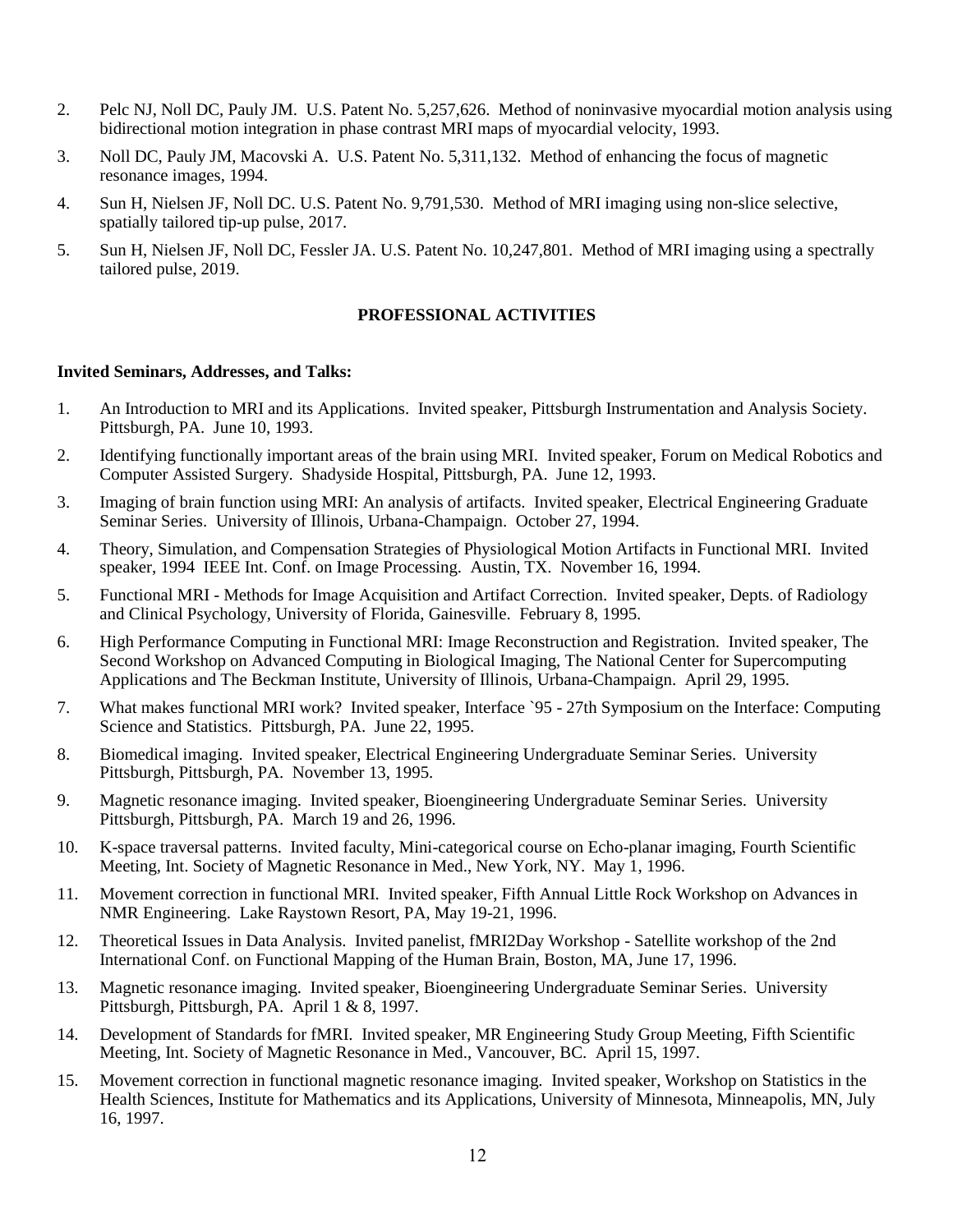2. Pelc NJ, Noll DC, Pauly JM. U.S. Patent No. 5,257,626. Method of noninvasive myocardial motion analysis using bidirectional motion integration in phase contrast MRI maps of myocardial velocity, 1993.
3. Noll DC, Pauly JM, Macovski A. U.S. Patent No. 5,311,132. Method of enhancing the focus of magnetic resonance images, 1994.
4. Sun H, Nielsen JF, Noll DC. U.S. Patent No. 9,791,530. Method of MRI imaging using non-slice selective, spatially tailored tip-up pulse, 2017.
5. Sun H, Nielsen JF, Noll DC, Fessler JA. U.S. Patent No. 10,247,801. Method of MRI imaging using a spectrally tailored pulse, 2019.

## PROFESSIONAL ACTIVITIES

**Invited Seminars, Addresses, and Talks:**

1. An Introduction to MRI and its Applications. Invited speaker, Pittsburgh Instrumentation and Analysis Society. Pittsburgh, PA. June 10, 1993.
2. Identifying functionally important areas of the brain using MRI. Invited speaker, Forum on Medical Robotics and Computer Assisted Surgery. Shadyside Hospital, Pittsburgh, PA. June 12, 1993.
3. Imaging of brain function using MRI: An analysis of artifacts. Invited speaker, Electrical Engineering Graduate Seminar Series. University of Illinois, Urbana-Champaign. October 27, 1994.
4. Theory, Simulation, and Compensation Strategies of Physiological Motion Artifacts in Functional MRI. Invited speaker, 1994 IEEE Int. Conf. on Image Processing. Austin, TX. November 16, 1994.
5. Functional MRI - Methods for Image Acquisition and Artifact Correction. Invited speaker, Depts. of Radiology and Clinical Psychology, University of Florida, Gainesville. February 8, 1995.
6. High Performance Computing in Functional MRI: Image Reconstruction and Registration. Invited speaker, The Second Workshop on Advanced Computing in Biological Imaging, The National Center for Supercomputing Applications and The Beckman Institute, University of Illinois, Urbana-Champaign. April 29, 1995.
7. What makes functional MRI work? Invited speaker, Interface `95 - 27th Symposium on the Interface: Computing Science and Statistics. Pittsburgh, PA. June 22, 1995.
8. Biomedical imaging. Invited speaker, Electrical Engineering Undergraduate Seminar Series. University Pittsburgh, Pittsburgh, PA. November 13, 1995.
9. Magnetic resonance imaging. Invited speaker, Bioengineering Undergraduate Seminar Series. University Pittsburgh, Pittsburgh, PA. March 19 and 26, 1996.
10. K-space traversal patterns. Invited faculty, Mini-categorical course on Echo-planar imaging, Fourth Scientific Meeting, Int. Society of Magnetic Resonance in Med., New York, NY. May 1, 1996.
11. Movement correction in functional MRI. Invited speaker, Fifth Annual Little Rock Workshop on Advances in NMR Engineering. Lake Raystown Resort, PA, May 19-21, 1996.
12. Theoretical Issues in Data Analysis. Invited panelist, fMRI2Day Workshop - Satellite workshop of the 2nd International Conf. on Functional Mapping of the Human Brain, Boston, MA, June 17, 1996.
13. Magnetic resonance imaging. Invited speaker, Bioengineering Undergraduate Seminar Series. University Pittsburgh, Pittsburgh, PA. April 1 & 8, 1997.
14. Development of Standards for fMRI. Invited speaker, MR Engineering Study Group Meeting, Fifth Scientific Meeting, Int. Society of Magnetic Resonance in Med., Vancouver, BC. April 15, 1997.
15. Movement correction in functional magnetic resonance imaging. Invited speaker, Workshop on Statistics in the Health Sciences, Institute for Mathematics and its Applications, University of Minnesota, Minneapolis, MN, July 16, 1997.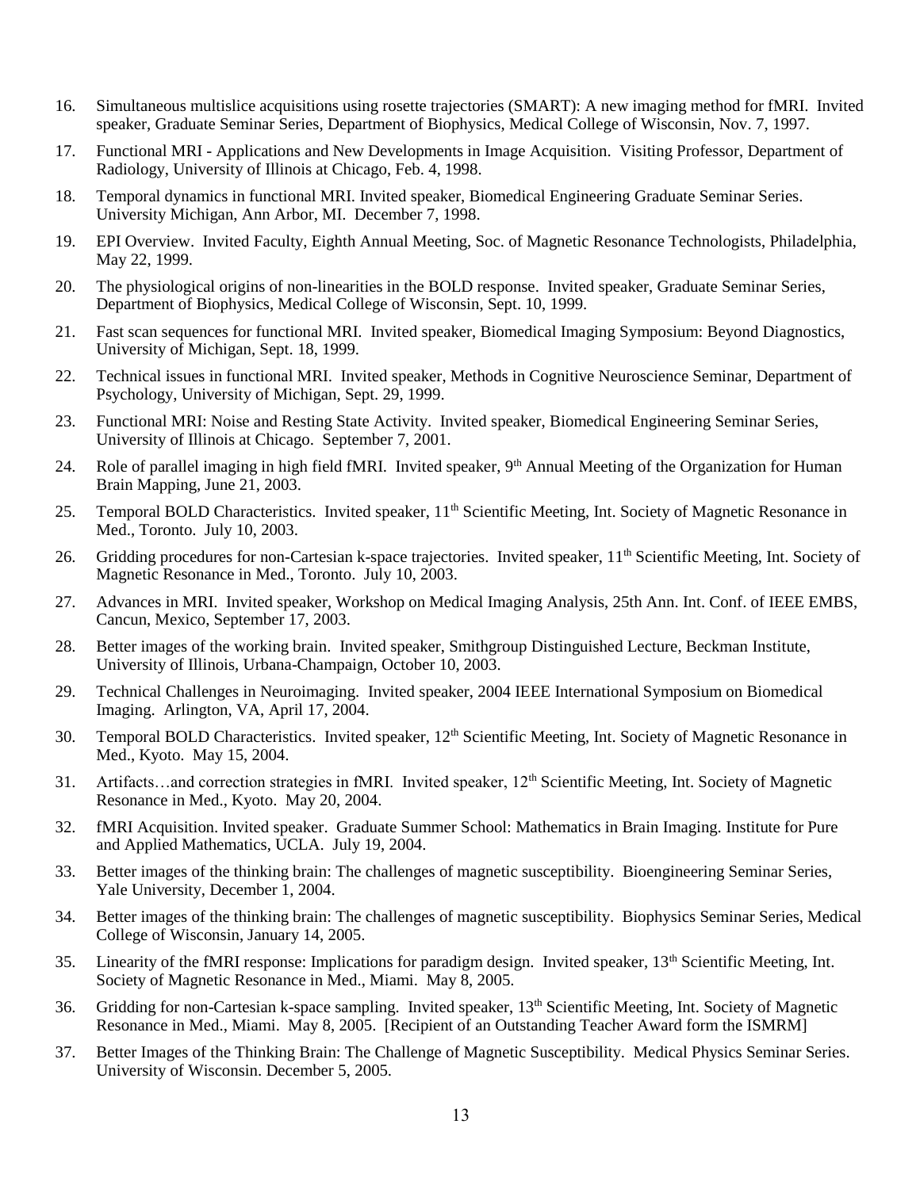16. Simultaneous multislice acquisitions using rosette trajectories (SMART): A new imaging method for fMRI. Invited speaker, Graduate Seminar Series, Department of Biophysics, Medical College of Wisconsin, Nov. 7, 1997.

17. Functional MRI - Applications and New Developments in Image Acquisition. Visiting Professor, Department of Radiology, University of Illinois at Chicago, Feb. 4, 1998.

18. Temporal dynamics in functional MRI. Invited speaker, Biomedical Engineering Graduate Seminar Series. University Michigan, Ann Arbor, MI. December 7, 1998.

19. EPI Overview. Invited Faculty, Eighth Annual Meeting, Soc. of Magnetic Resonance Technologists, Philadelphia, May 22, 1999.

20. The physiological origins of non-linearities in the BOLD response. Invited speaker, Graduate Seminar Series, Department of Biophysics, Medical College of Wisconsin, Sept. 10, 1999.

21. Fast scan sequences for functional MRI. Invited speaker, Biomedical Imaging Symposium: Beyond Diagnostics, University of Michigan, Sept. 18, 1999.

22. Technical issues in functional MRI. Invited speaker, Methods in Cognitive Neuroscience Seminar, Department of Psychology, University of Michigan, Sept. 29, 1999.

23. Functional MRI: Noise and Resting State Activity. Invited speaker, Biomedical Engineering Seminar Series, University of Illinois at Chicago. September 7, 2001.

24. Role of parallel imaging in high field fMRI. Invited speaker, 9th Annual Meeting of the Organization for Human Brain Mapping, June 21, 2003.

25. Temporal BOLD Characteristics. Invited speaker, 11th Scientific Meeting, Int. Society of Magnetic Resonance in Med., Toronto. July 10, 2003.

26. Gridding procedures for non-Cartesian k-space trajectories. Invited speaker, 11th Scientific Meeting, Int. Society of Magnetic Resonance in Med., Toronto. July 10, 2003.

27. Advances in MRI. Invited speaker, Workshop on Medical Imaging Analysis, 25th Ann. Int. Conf. of IEEE EMBS, Cancun, Mexico, September 17, 2003.

28. Better images of the working brain. Invited speaker, Smithgroup Distinguished Lecture, Beckman Institute, University of Illinois, Urbana-Champaign, October 10, 2003.

29. Technical Challenges in Neuroimaging. Invited speaker, 2004 IEEE International Symposium on Biomedical Imaging. Arlington, VA, April 17, 2004.

30. Temporal BOLD Characteristics. Invited speaker, 12th Scientific Meeting, Int. Society of Magnetic Resonance in Med., Kyoto. May 15, 2004.

31. Artifacts…and correction strategies in fMRI. Invited speaker, 12th Scientific Meeting, Int. Society of Magnetic Resonance in Med., Kyoto. May 20, 2004.

32. fMRI Acquisition. Invited speaker. Graduate Summer School: Mathematics in Brain Imaging. Institute for Pure and Applied Mathematics, UCLA. July 19, 2004.

33. Better images of the thinking brain: The challenges of magnetic susceptibility. Bioengineering Seminar Series, Yale University, December 1, 2004.

34. Better images of the thinking brain: The challenges of magnetic susceptibility. Biophysics Seminar Series, Medical College of Wisconsin, January 14, 2005.

35. Linearity of the fMRI response: Implications for paradigm design. Invited speaker, 13th Scientific Meeting, Int. Society of Magnetic Resonance in Med., Miami. May 8, 2005.

36. Gridding for non-Cartesian k-space sampling. Invited speaker, 13th Scientific Meeting, Int. Society of Magnetic Resonance in Med., Miami. May 8, 2005. [Recipient of an Outstanding Teacher Award form the ISMRM]

37. Better Images of the Thinking Brain: The Challenge of Magnetic Susceptibility. Medical Physics Seminar Series. University of Wisconsin. December 5, 2005.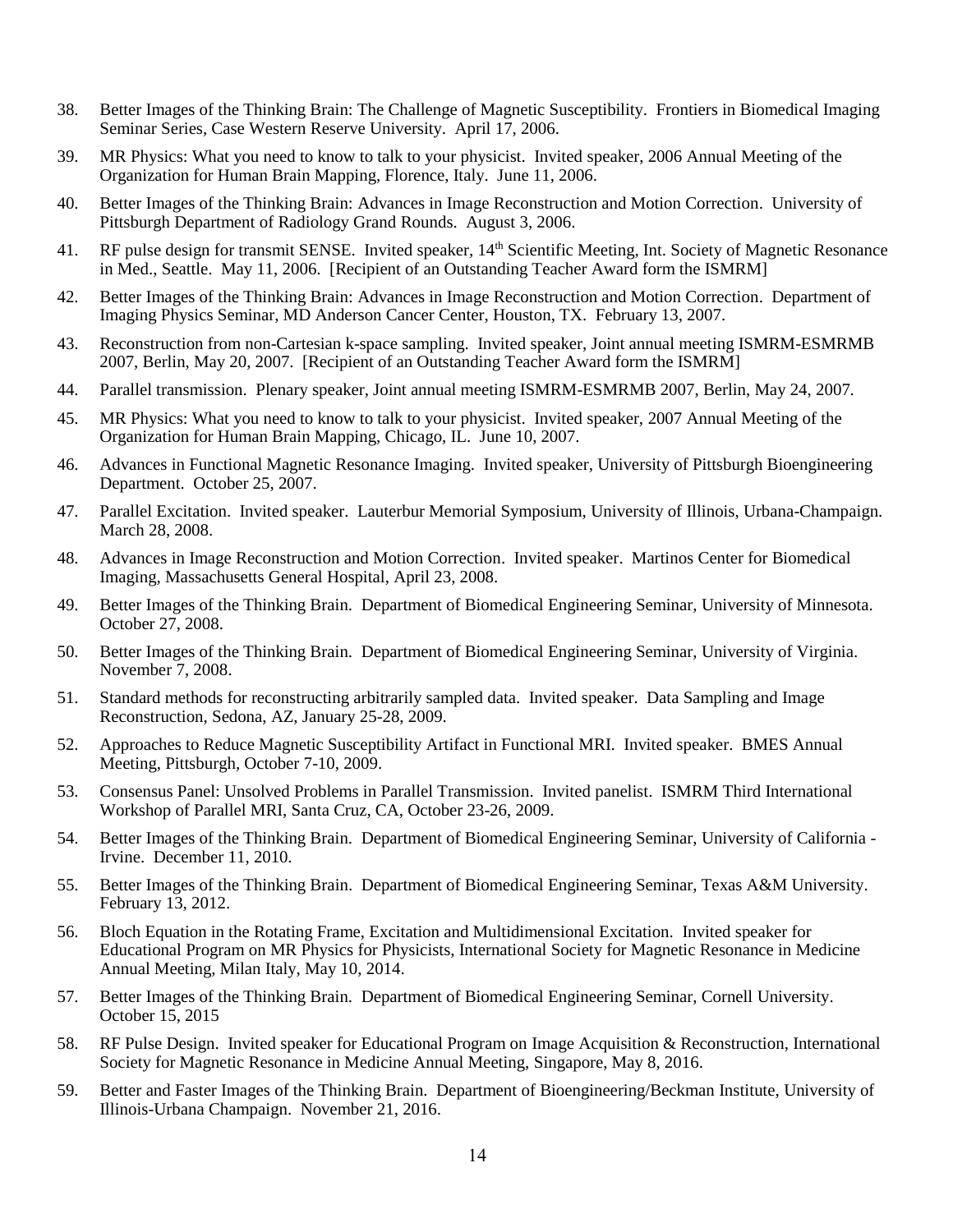38. Better Images of the Thinking Brain: The Challenge of Magnetic Susceptibility. Frontiers in Biomedical Imaging Seminar Series, Case Western Reserve University. April 17, 2006.

39. MR Physics: What you need to know to talk to your physicist. Invited speaker, 2006 Annual Meeting of the Organization for Human Brain Mapping, Florence, Italy. June 11, 2006.

40. Better Images of the Thinking Brain: Advances in Image Reconstruction and Motion Correction. University of Pittsburgh Department of Radiology Grand Rounds. August 3, 2006.

41. RF pulse design for transmit SENSE. Invited speaker, 14th Scientific Meeting, Int. Society of Magnetic Resonance in Med., Seattle. May 11, 2006. [Recipient of an Outstanding Teacher Award form the ISMRM]

42. Better Images of the Thinking Brain: Advances in Image Reconstruction and Motion Correction. Department of Imaging Physics Seminar, MD Anderson Cancer Center, Houston, TX. February 13, 2007.

43. Reconstruction from non-Cartesian k-space sampling. Invited speaker, Joint annual meeting ISMRM-ESMRMB 2007, Berlin, May 20, 2007. [Recipient of an Outstanding Teacher Award form the ISMRM]

44. Parallel transmission. Plenary speaker, Joint annual meeting ISMRM-ESMRMB 2007, Berlin, May 24, 2007.

45. MR Physics: What you need to know to talk to your physicist. Invited speaker, 2007 Annual Meeting of the Organization for Human Brain Mapping, Chicago, IL. June 10, 2007.

46. Advances in Functional Magnetic Resonance Imaging. Invited speaker, University of Pittsburgh Bioengineering Department. October 25, 2007.

47. Parallel Excitation. Invited speaker. Lauterbur Memorial Symposium, University of Illinois, Urbana-Champaign. March 28, 2008.

48. Advances in Image Reconstruction and Motion Correction. Invited speaker. Martinos Center for Biomedical Imaging, Massachusetts General Hospital, April 23, 2008.

49. Better Images of the Thinking Brain. Department of Biomedical Engineering Seminar, University of Minnesota. October 27, 2008.

50. Better Images of the Thinking Brain. Department of Biomedical Engineering Seminar, University of Virginia. November 7, 2008.

51. Standard methods for reconstructing arbitrarily sampled data. Invited speaker. Data Sampling and Image Reconstruction, Sedona, AZ, January 25-28, 2009.

52. Approaches to Reduce Magnetic Susceptibility Artifact in Functional MRI. Invited speaker. BMES Annual Meeting, Pittsburgh, October 7-10, 2009.

53. Consensus Panel: Unsolved Problems in Parallel Transmission. Invited panelist. ISMRM Third International Workshop of Parallel MRI, Santa Cruz, CA, October 23-26, 2009.

54. Better Images of the Thinking Brain. Department of Biomedical Engineering Seminar, University of California - Irvine. December 11, 2010.

55. Better Images of the Thinking Brain. Department of Biomedical Engineering Seminar, Texas A&M University. February 13, 2012.

56. Bloch Equation in the Rotating Frame, Excitation and Multidimensional Excitation. Invited speaker for Educational Program on MR Physics for Physicists, International Society for Magnetic Resonance in Medicine Annual Meeting, Milan Italy, May 10, 2014.

57. Better Images of the Thinking Brain. Department of Biomedical Engineering Seminar, Cornell University. October 15, 2015

58. RF Pulse Design. Invited speaker for Educational Program on Image Acquisition & Reconstruction, International Society for Magnetic Resonance in Medicine Annual Meeting, Singapore, May 8, 2016.

59. Better and Faster Images of the Thinking Brain. Department of Bioengineering/Beckman Institute, University of Illinois-Urbana Champaign. November 21, 2016.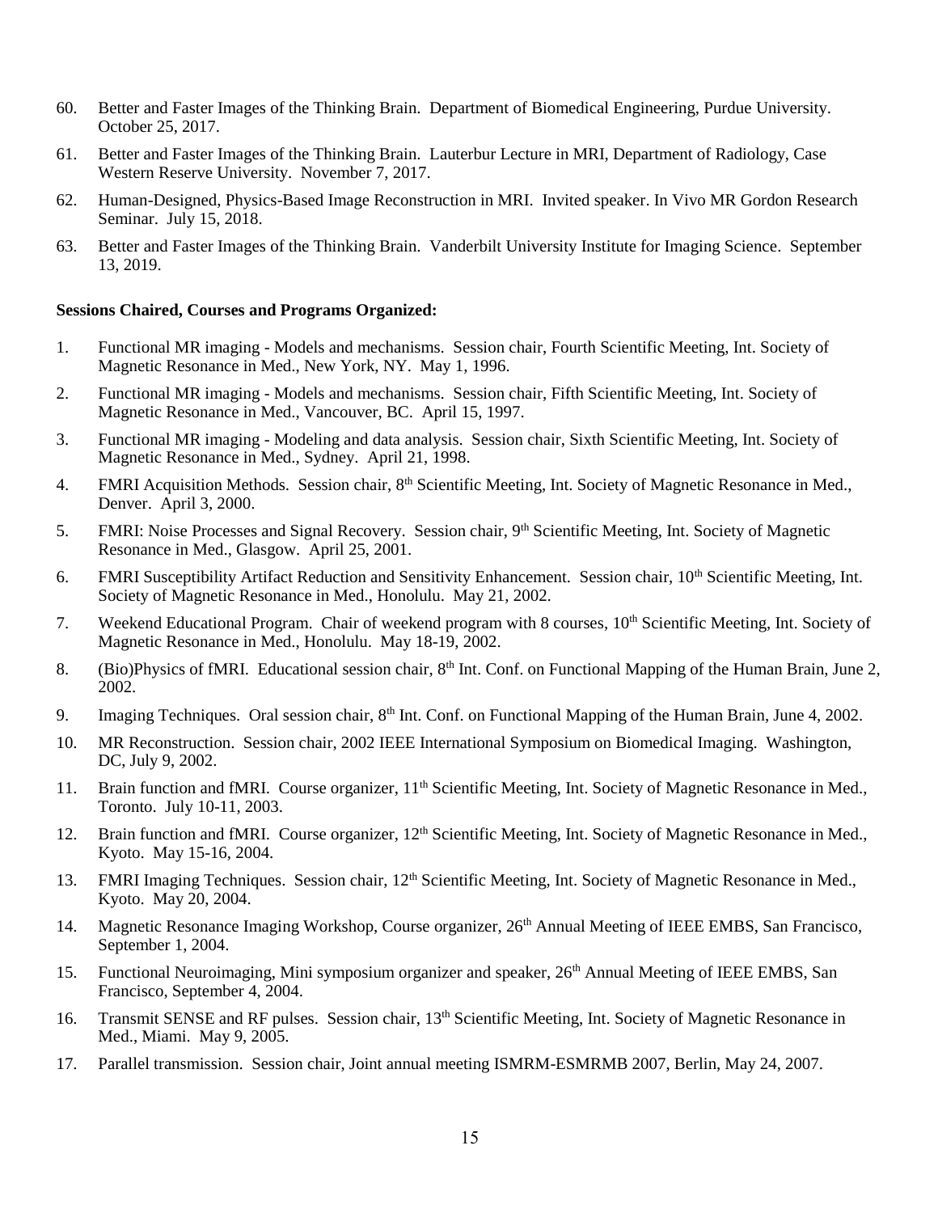60. Better and Faster Images of the Thinking Brain. Department of Biomedical Engineering, Purdue University. October 25, 2017.

61. Better and Faster Images of the Thinking Brain. Lauterbur Lecture in MRI, Department of Radiology, Case Western Reserve University. November 7, 2017.

62. Human-Designed, Physics-Based Image Reconstruction in MRI. Invited speaker. In Vivo MR Gordon Research Seminar. July 15, 2018.

63. Better and Faster Images of the Thinking Brain. Vanderbilt University Institute for Imaging Science. September 13, 2019.

**Sessions Chaired, Courses and Programs Organized:**

1. Functional MR imaging - Models and mechanisms. Session chair, Fourth Scientific Meeting, Int. Society of Magnetic Resonance in Med., New York, NY. May 1, 1996.

2. Functional MR imaging - Models and mechanisms. Session chair, Fifth Scientific Meeting, Int. Society of Magnetic Resonance in Med., Vancouver, BC. April 15, 1997.

3. Functional MR imaging - Modeling and data analysis. Session chair, Sixth Scientific Meeting, Int. Society of Magnetic Resonance in Med., Sydney. April 21, 1998.

4. FMRI Acquisition Methods. Session chair, 8th Scientific Meeting, Int. Society of Magnetic Resonance in Med., Denver. April 3, 2000.

5. FMRI: Noise Processes and Signal Recovery. Session chair, 9th Scientific Meeting, Int. Society of Magnetic Resonance in Med., Glasgow. April 25, 2001.

6. FMRI Susceptibility Artifact Reduction and Sensitivity Enhancement. Session chair, 10th Scientific Meeting, Int. Society of Magnetic Resonance in Med., Honolulu. May 21, 2002.

7. Weekend Educational Program. Chair of weekend program with 8 courses, 10th Scientific Meeting, Int. Society of Magnetic Resonance in Med., Honolulu. May 18-19, 2002.

8. (Bio)Physics of fMRI. Educational session chair, 8th Int. Conf. on Functional Mapping of the Human Brain, June 2, 2002.

9. Imaging Techniques. Oral session chair, 8th Int. Conf. on Functional Mapping of the Human Brain, June 4, 2002.

10. MR Reconstruction. Session chair, 2002 IEEE International Symposium on Biomedical Imaging. Washington, DC, July 9, 2002.

11. Brain function and fMRI. Course organizer, 11th Scientific Meeting, Int. Society of Magnetic Resonance in Med., Toronto. July 10-11, 2003.

12. Brain function and fMRI. Course organizer, 12th Scientific Meeting, Int. Society of Magnetic Resonance in Med., Kyoto. May 15-16, 2004.

13. FMRI Imaging Techniques. Session chair, 12th Scientific Meeting, Int. Society of Magnetic Resonance in Med., Kyoto. May 20, 2004.

14. Magnetic Resonance Imaging Workshop, Course organizer, 26th Annual Meeting of IEEE EMBS, San Francisco, September 1, 2004.

15. Functional Neuroimaging, Mini symposium organizer and speaker, 26th Annual Meeting of IEEE EMBS, San Francisco, September 4, 2004.

16. Transmit SENSE and RF pulses. Session chair, 13th Scientific Meeting, Int. Society of Magnetic Resonance in Med., Miami. May 9, 2005.

17. Parallel transmission. Session chair, Joint annual meeting ISMRM-ESMRMB 2007, Berlin, May 24, 2007.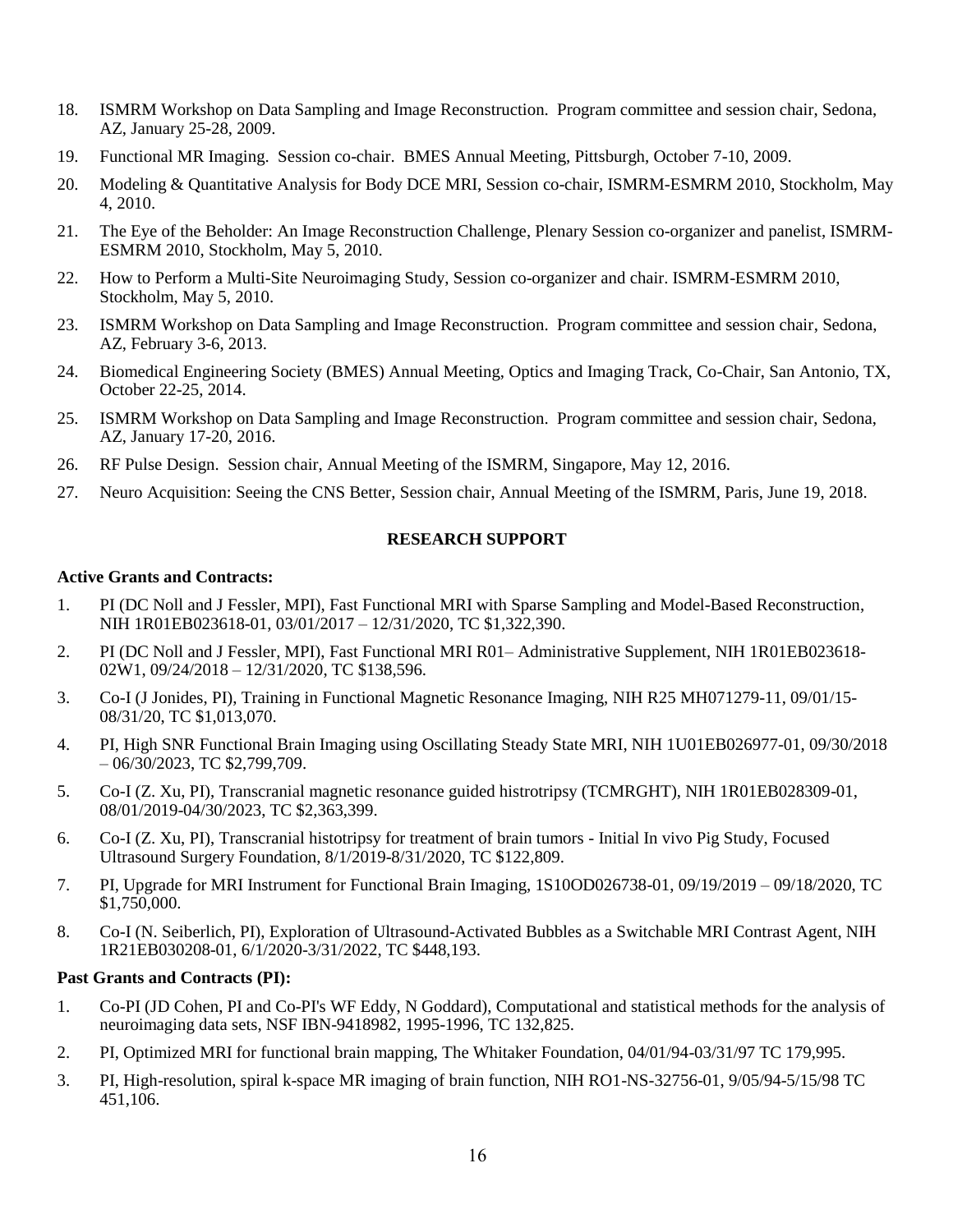18. ISMRM Workshop on Data Sampling and Image Reconstruction. Program committee and session chair, Sedona, AZ, January 25-28, 2009.
19. Functional MR Imaging. Session co-chair. BMES Annual Meeting, Pittsburgh, October 7-10, 2009.
20. Modeling & Quantitative Analysis for Body DCE MRI, Session co-chair, ISMRM-ESMRM 2010, Stockholm, May 4, 2010.
21. The Eye of the Beholder: An Image Reconstruction Challenge, Plenary Session co-organizer and panelist, ISMRM-ESMRM 2010, Stockholm, May 5, 2010.
22. How to Perform a Multi-Site Neuroimaging Study, Session co-organizer and chair. ISMRM-ESMRM 2010, Stockholm, May 5, 2010.
23. ISMRM Workshop on Data Sampling and Image Reconstruction. Program committee and session chair, Sedona, AZ, February 3-6, 2013.
24. Biomedical Engineering Society (BMES) Annual Meeting, Optics and Imaging Track, Co-Chair, San Antonio, TX, October 22-25, 2014.
25. ISMRM Workshop on Data Sampling and Image Reconstruction. Program committee and session chair, Sedona, AZ, January 17-20, 2016.
26. RF Pulse Design. Session chair, Annual Meeting of the ISMRM, Singapore, May 12, 2016.
27. Neuro Acquisition: Seeing the CNS Better, Session chair, Annual Meeting of the ISMRM, Paris, June 19, 2018.

## RESEARCH SUPPORT

**Active Grants and Contracts:**

1. PI (DC Noll and J Fessler, MPI), Fast Functional MRI with Sparse Sampling and Model-Based Reconstruction, NIH 1R01EB023618-01, 03/01/2017 – 12/31/2020, TC $1,322,390.
2. PI (DC Noll and J Fessler, MPI), Fast Functional MRI R01– Administrative Supplement, NIH 1R01EB023618-02W1, 09/24/2018 – 12/31/2020, TC $138,596.
3. Co-I (J Jonides, PI), Training in Functional Magnetic Resonance Imaging, NIH R25 MH071279-11, 09/01/15-08/31/20, TC $1,013,070.
4. PI, High SNR Functional Brain Imaging using Oscillating Steady State MRI, NIH 1U01EB026977-01, 09/30/2018 – 06/30/2023, TC $2,799,709.
5. Co-I (Z. Xu, PI), Transcranial magnetic resonance guided histrotripsy (TCMRGHT), NIH 1R01EB028309-01, 08/01/2019-04/30/2023, TC $2,363,399.
6. Co-I (Z. Xu, PI), Transcranial histotripsy for treatment of brain tumors - Initial In vivo Pig Study, Focused Ultrasound Surgery Foundation, 8/1/2019-8/31/2020, TC $122,809.
7. PI, Upgrade for MRI Instrument for Functional Brain Imaging, 1S10OD026738-01, 09/19/2019 – 09/18/2020, TC $1,750,000.
8. Co-I (N. Seiberlich, PI), Exploration of Ultrasound-Activated Bubbles as a Switchable MRI Contrast Agent, NIH 1R21EB030208-01, 6/1/2020-3/31/2022, TC $448,193.

**Past Grants and Contracts (PI):**

1. Co-PI (JD Cohen, PI and Co-PI's WF Eddy, N Goddard), Computational and statistical methods for the analysis of neuroimaging data sets, NSF IBN-9418982, 1995-1996, TC 132,825.
2. PI, Optimized MRI for functional brain mapping, The Whitaker Foundation, 04/01/94-03/31/97 TC 179,995.
3. PI, High-resolution, spiral k-space MR imaging of brain function, NIH RO1-NS-32756-01, 9/05/94-5/15/98 TC 451,106.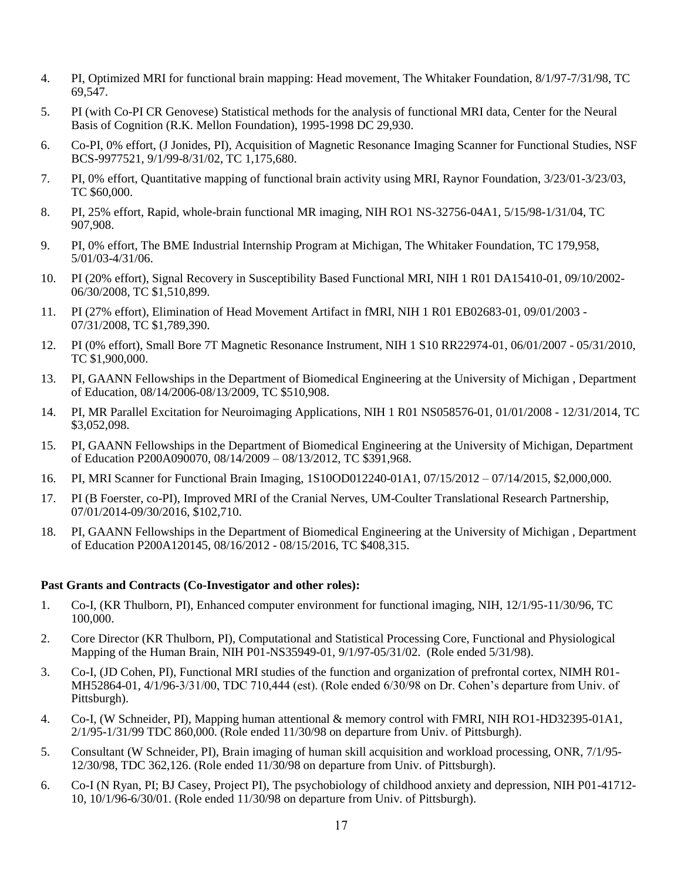4. PI, Optimized MRI for functional brain mapping: Head movement, The Whitaker Foundation, 8/1/97-7/31/98, TC 69,547.

5. PI (with Co-PI CR Genovese) Statistical methods for the analysis of functional MRI data, Center for the Neural Basis of Cognition (R.K. Mellon Foundation), 1995-1998 DC 29,930.

6. Co-PI, 0% effort, (J Jonides, PI), Acquisition of Magnetic Resonance Imaging Scanner for Functional Studies, NSF BCS-9977521, 9/1/99-8/31/02, TC 1,175,680.

7. PI, 0% effort, Quantitative mapping of functional brain activity using MRI, Raynor Foundation, 3/23/01-3/23/03, TC $60,000.

8. PI, 25% effort, Rapid, whole-brain functional MR imaging, NIH RO1 NS-32756-04A1, 5/15/98-1/31/04, TC 907,908.

9. PI, 0% effort, The BME Industrial Internship Program at Michigan, The Whitaker Foundation, TC 179,958, 5/01/03-4/31/06.

10. PI (20% effort), Signal Recovery in Susceptibility Based Functional MRI, NIH 1 R01 DA15410-01, 09/10/2002-06/30/2008, TC $1,510,899.

11. PI (27% effort), Elimination of Head Movement Artifact in fMRI, NIH 1 R01 EB02683-01, 09/01/2003 - 07/31/2008, TC $1,789,390.

12. PI (0% effort), Small Bore 7T Magnetic Resonance Instrument, NIH 1 S10 RR22974-01, 06/01/2007 - 05/31/2010, TC $1,900,000.

13. PI, GAANN Fellowships in the Department of Biomedical Engineering at the University of Michigan , Department of Education, 08/14/2006-08/13/2009, TC $510,908.

14. PI, MR Parallel Excitation for Neuroimaging Applications, NIH 1 R01 NS058576-01, 01/01/2008 - 12/31/2014, TC $3,052,098.

15. PI, GAANN Fellowships in the Department of Biomedical Engineering at the University of Michigan, Department of Education P200A090070, 08/14/2009 – 08/13/2012, TC $391,968.

16. PI, MRI Scanner for Functional Brain Imaging, 1S10OD012240-01A1, 07/15/2012 – 07/14/2015, $2,000,000.

17. PI (B Foerster, co-PI), Improved MRI of the Cranial Nerves, UM-Coulter Translational Research Partnership, 07/01/2014-09/30/2016, $102,710.

18. PI, GAANN Fellowships in the Department of Biomedical Engineering at the University of Michigan , Department of Education P200A120145, 08/16/2012 - 08/15/2016, TC $408,315.

**Past Grants and Contracts (Co-Investigator and other roles):**

1. Co-I, (KR Thulborn, PI), Enhanced computer environment for functional imaging, NIH, 12/1/95-11/30/96, TC 100,000.

2. Core Director (KR Thulborn, PI), Computational and Statistical Processing Core, Functional and Physiological Mapping of the Human Brain, NIH P01-NS35949-01, 9/1/97-05/31/02. (Role ended 5/31/98).

3. Co-I, (JD Cohen, PI), Functional MRI studies of the function and organization of prefrontal cortex, NIMH R01-MH52864-01, 4/1/96-3/31/00, TDC 710,444 (est). (Role ended 6/30/98 on Dr. Cohen's departure from Univ. of Pittsburgh).

4. Co-I, (W Schneider, PI), Mapping human attentional & memory control with FMRI, NIH RO1-HD32395-01A1, 2/1/95-1/31/99 TDC 860,000. (Role ended 11/30/98 on departure from Univ. of Pittsburgh).

5. Consultant (W Schneider, PI), Brain imaging of human skill acquisition and workload processing, ONR, 7/1/95-12/30/98, TDC 362,126. (Role ended 11/30/98 on departure from Univ. of Pittsburgh).

6. Co-I (N Ryan, PI; BJ Casey, Project PI), The psychobiology of childhood anxiety and depression, NIH P01-41712-10, 10/1/96-6/30/01. (Role ended 11/30/98 on departure from Univ. of Pittsburgh).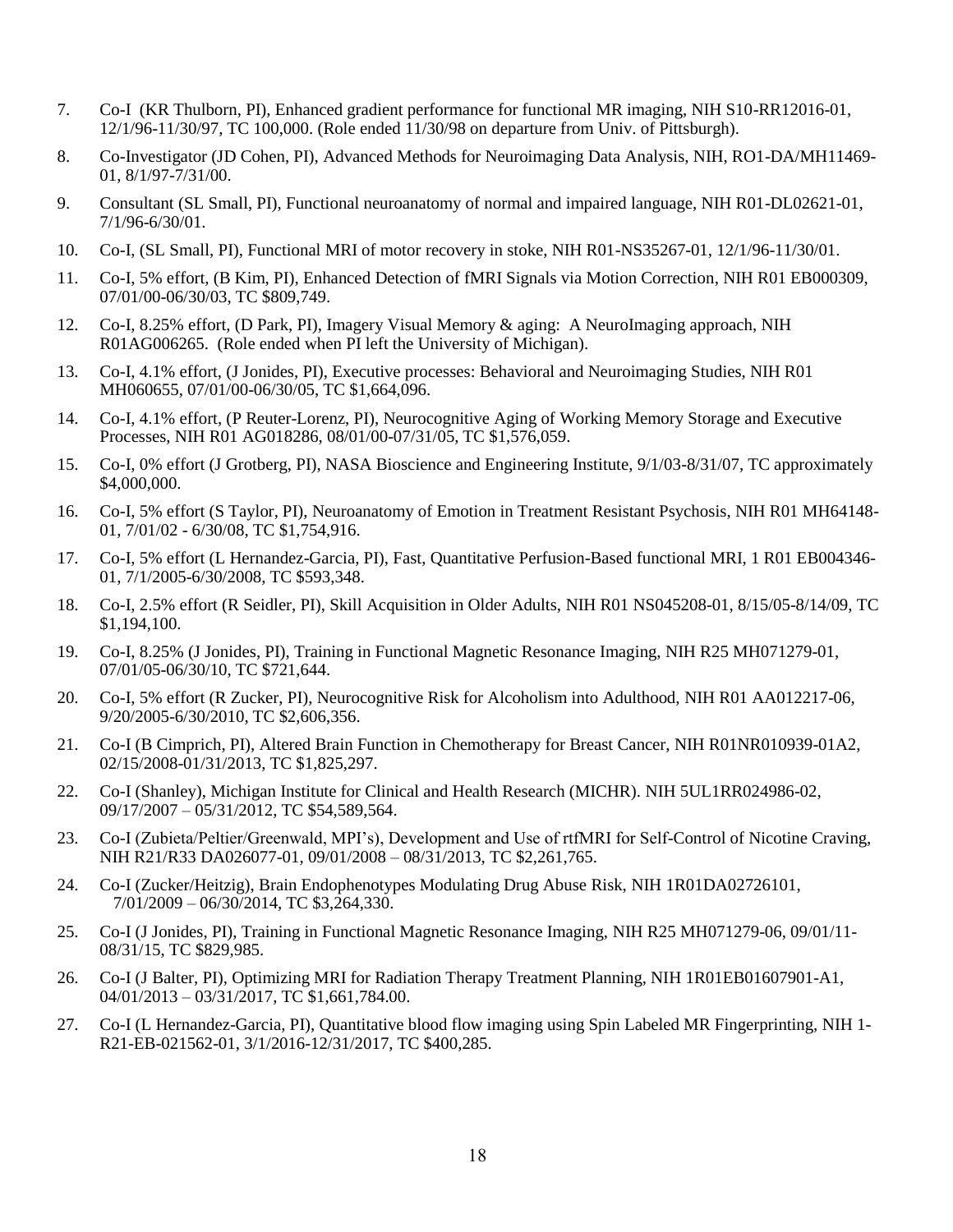7. Co-I (KR Thulborn, PI), Enhanced gradient performance for functional MR imaging, NIH S10-RR12016-01, 12/1/96-11/30/97, TC 100,000. (Role ended 11/30/98 on departure from Univ. of Pittsburgh).

8. Co-Investigator (JD Cohen, PI), Advanced Methods for Neuroimaging Data Analysis, NIH, RO1-DA/MH11469-01, 8/1/97-7/31/00.

9. Consultant (SL Small, PI), Functional neuroanatomy of normal and impaired language, NIH R01-DL02621-01, 7/1/96-6/30/01.

10. Co-I, (SL Small, PI), Functional MRI of motor recovery in stoke, NIH R01-NS35267-01, 12/1/96-11/30/01.

11. Co-I, 5% effort, (B Kim, PI), Enhanced Detection of fMRI Signals via Motion Correction, NIH R01 EB000309, 07/01/00-06/30/03, TC $809,749.

12. Co-I, 8.25% effort, (D Park, PI), Imagery Visual Memory & aging: A NeuroImaging approach, NIH R01AG006265. (Role ended when PI left the University of Michigan).

13. Co-I, 4.1% effort, (J Jonides, PI), Executive processes: Behavioral and Neuroimaging Studies, NIH R01 MH060655, 07/01/00-06/30/05, TC $1,664,096.

14. Co-I, 4.1% effort, (P Reuter-Lorenz, PI), Neurocognitive Aging of Working Memory Storage and Executive Processes, NIH R01 AG018286, 08/01/00-07/31/05, TC $1,576,059.

15. Co-I, 0% effort (J Grotberg, PI), NASA Bioscience and Engineering Institute, 9/1/03-8/31/07, TC approximately $4,000,000.

16. Co-I, 5% effort (S Taylor, PI), Neuroanatomy of Emotion in Treatment Resistant Psychosis, NIH R01 MH64148-01, 7/01/02 - 6/30/08, TC $1,754,916.

17. Co-I, 5% effort (L Hernandez-Garcia, PI), Fast, Quantitative Perfusion-Based functional MRI, 1 R01 EB004346-01, 7/1/2005-6/30/2008, TC $593,348.

18. Co-I, 2.5% effort (R Seidler, PI), Skill Acquisition in Older Adults, NIH R01 NS045208-01, 8/15/05-8/14/09, TC $1,194,100.

19. Co-I, 8.25% (J Jonides, PI), Training in Functional Magnetic Resonance Imaging, NIH R25 MH071279-01, 07/01/05-06/30/10, TC $721,644.

20. Co-I, 5% effort (R Zucker, PI), Neurocognitive Risk for Alcoholism into Adulthood, NIH R01 AA012217-06, 9/20/2005-6/30/2010, TC $2,606,356.

21. Co-I (B Cimprich, PI), Altered Brain Function in Chemotherapy for Breast Cancer, NIH R01NR010939-01A2, 02/15/2008-01/31/2013, TC $1,825,297.

22. Co-I (Shanley), Michigan Institute for Clinical and Health Research (MICHR). NIH 5UL1RR024986-02, 09/17/2007 – 05/31/2012, TC $54,589,564.

23. Co-I (Zubieta/Peltier/Greenwald, MPI's), Development and Use of rtfMRI for Self-Control of Nicotine Craving, NIH R21/R33 DA026077-01, 09/01/2008 – 08/31/2013, TC $2,261,765.

24. Co-I (Zucker/Heitzig), Brain Endophenotypes Modulating Drug Abuse Risk, NIH 1R01DA02726101, 7/01/2009 – 06/30/2014, TC $3,264,330.

25. Co-I (J Jonides, PI), Training in Functional Magnetic Resonance Imaging, NIH R25 MH071279-06, 09/01/11-08/31/15, TC $829,985.

26. Co-I (J Balter, PI), Optimizing MRI for Radiation Therapy Treatment Planning, NIH 1R01EB01607901-A1, 04/01/2013 – 03/31/2017, TC $1,661,784.00.

27. Co-I (L Hernandez-Garcia, PI), Quantitative blood flow imaging using Spin Labeled MR Fingerprinting, NIH 1-R21-EB-021562-01, 3/1/2016-12/31/2017, TC $400,285.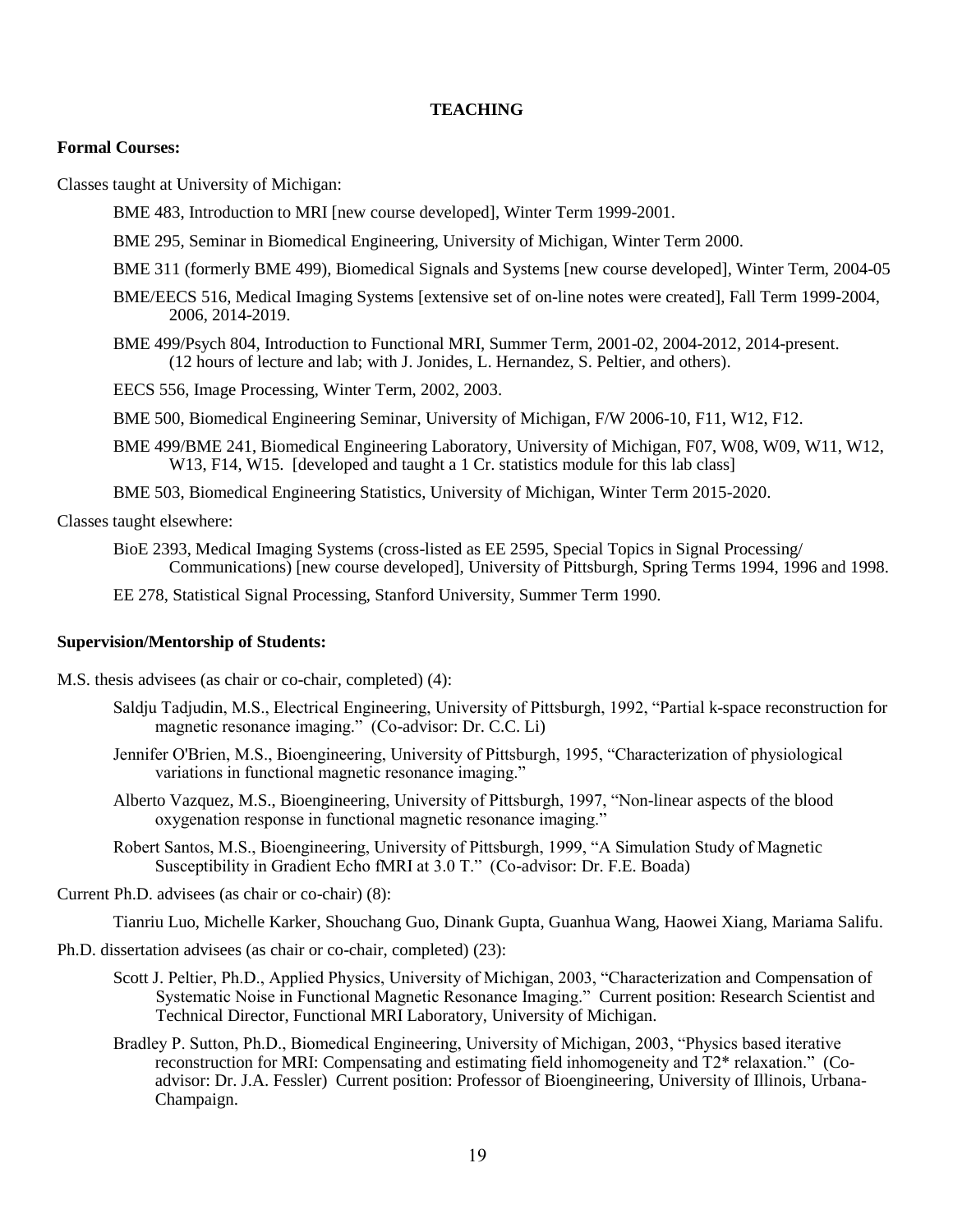## TEACHING

**Formal Courses:**

Classes taught at University of Michigan:

- BME 483, Introduction to MRI [new course developed], Winter Term 1999-2001.
- BME 295, Seminar in Biomedical Engineering, University of Michigan, Winter Term 2000.
- BME 311 (formerly BME 499), Biomedical Signals and Systems [new course developed], Winter Term, 2004-05
- BME/EECS 516, Medical Imaging Systems [extensive set of on-line notes were created], Fall Term 1999-2004, 2006, 2014-2019.
- BME 499/Psych 804, Introduction to Functional MRI, Summer Term, 2001-02, 2004-2012, 2014-present. (12 hours of lecture and lab; with J. Jonides, L. Hernandez, S. Peltier, and others).
- EECS 556, Image Processing, Winter Term, 2002, 2003.
- BME 500, Biomedical Engineering Seminar, University of Michigan, F/W 2006-10, F11, W12, F12.
- BME 499/BME 241, Biomedical Engineering Laboratory, University of Michigan, F07, W08, W09, W11, W12, W13, F14, W15. [developed and taught a 1 Cr. statistics module for this lab class]
- BME 503, Biomedical Engineering Statistics, University of Michigan, Winter Term 2015-2020.

Classes taught elsewhere:

- BioE 2393, Medical Imaging Systems (cross-listed as EE 2595, Special Topics in Signal Processing/ Communications) [new course developed], University of Pittsburgh, Spring Terms 1994, 1996 and 1998.
- EE 278, Statistical Signal Processing, Stanford University, Summer Term 1990.

**Supervision/Mentorship of Students:**

M.S. thesis advisees (as chair or co-chair, completed) (4):

- Saldju Tadjudin, M.S., Electrical Engineering, University of Pittsburgh, 1992, "Partial k-space reconstruction for magnetic resonance imaging." (Co-advisor: Dr. C.C. Li)
- Jennifer O'Brien, M.S., Bioengineering, University of Pittsburgh, 1995, "Characterization of physiological variations in functional magnetic resonance imaging."
- Alberto Vazquez, M.S., Bioengineering, University of Pittsburgh, 1997, "Non-linear aspects of the blood oxygenation response in functional magnetic resonance imaging."
- Robert Santos, M.S., Bioengineering, University of Pittsburgh, 1999, "A Simulation Study of Magnetic Susceptibility in Gradient Echo fMRI at 3.0 T." (Co-advisor: Dr. F.E. Boada)

Current Ph.D. advisees (as chair or co-chair) (8):

- Tianriu Luo, Michelle Karker, Shouchang Guo, Dinank Gupta, Guanhua Wang, Haowei Xiang, Mariama Salifu.

Ph.D. dissertation advisees (as chair or co-chair, completed) (23):

- Scott J. Peltier, Ph.D., Applied Physics, University of Michigan, 2003, "Characterization and Compensation of Systematic Noise in Functional Magnetic Resonance Imaging." Current position: Research Scientist and Technical Director, Functional MRI Laboratory, University of Michigan.
- Bradley P. Sutton, Ph.D., Biomedical Engineering, University of Michigan, 2003, "Physics based iterative reconstruction for MRI: Compensating and estimating field inhomogeneity and T2* relaxation." (Co-advisor: Dr. J.A. Fessler) Current position: Professor of Bioengineering, University of Illinois, Urbana-Champaign.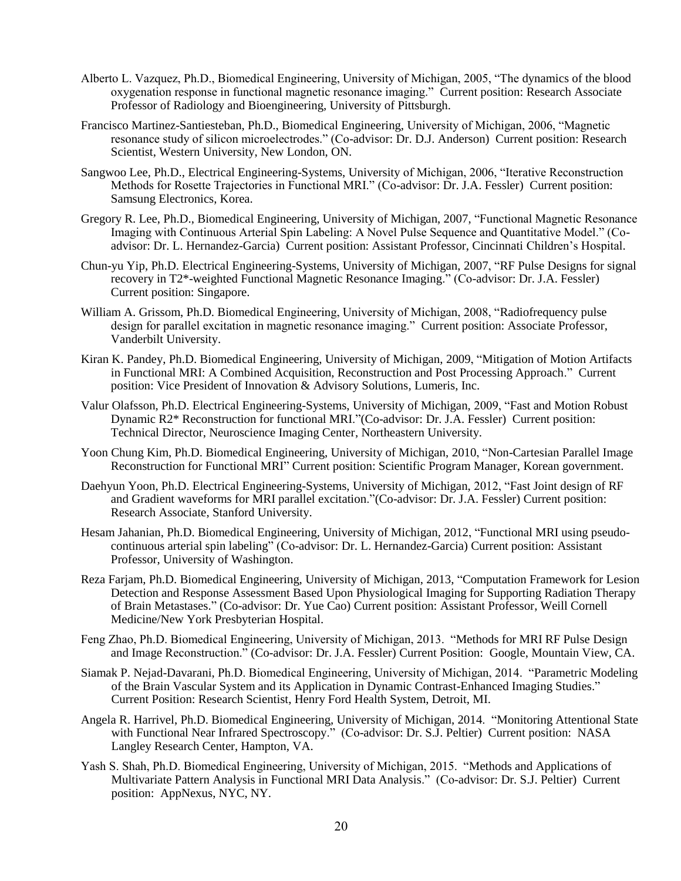Alberto L. Vazquez, Ph.D., Biomedical Engineering, University of Michigan, 2005, "The dynamics of the blood oxygenation response in functional magnetic resonance imaging." Current position: Research Associate Professor of Radiology and Bioengineering, University of Pittsburgh.

Francisco Martinez-Santiesteban, Ph.D., Biomedical Engineering, University of Michigan, 2006, "Magnetic resonance study of silicon microelectrodes." (Co-advisor: Dr. D.J. Anderson) Current position: Research Scientist, Western University, New London, ON.

Sangwoo Lee, Ph.D., Electrical Engineering-Systems, University of Michigan, 2006, "Iterative Reconstruction Methods for Rosette Trajectories in Functional MRI." (Co-advisor: Dr. J.A. Fessler) Current position: Samsung Electronics, Korea.

Gregory R. Lee, Ph.D., Biomedical Engineering, University of Michigan, 2007, "Functional Magnetic Resonance Imaging with Continuous Arterial Spin Labeling: A Novel Pulse Sequence and Quantitative Model." (Co-advisor: Dr. L. Hernandez-Garcia) Current position: Assistant Professor, Cincinnati Children's Hospital.

Chun-yu Yip, Ph.D. Electrical Engineering-Systems, University of Michigan, 2007, "RF Pulse Designs for signal recovery in T2*-weighted Functional Magnetic Resonance Imaging." (Co-advisor: Dr. J.A. Fessler) Current position: Singapore.

William A. Grissom, Ph.D. Biomedical Engineering, University of Michigan, 2008, "Radiofrequency pulse design for parallel excitation in magnetic resonance imaging." Current position: Associate Professor, Vanderbilt University.

Kiran K. Pandey, Ph.D. Biomedical Engineering, University of Michigan, 2009, "Mitigation of Motion Artifacts in Functional MRI: A Combined Acquisition, Reconstruction and Post Processing Approach." Current position: Vice President of Innovation & Advisory Solutions, Lumeris, Inc.

Valur Olafsson, Ph.D. Electrical Engineering-Systems, University of Michigan, 2009, "Fast and Motion Robust Dynamic R2* Reconstruction for functional MRI."(Co-advisor: Dr. J.A. Fessler) Current position: Technical Director, Neuroscience Imaging Center, Northeastern University.

Yoon Chung Kim, Ph.D. Biomedical Engineering, University of Michigan, 2010, "Non-Cartesian Parallel Image Reconstruction for Functional MRI" Current position: Scientific Program Manager, Korean government.

Daehyun Yoon, Ph.D. Electrical Engineering-Systems, University of Michigan, 2012, "Fast Joint design of RF and Gradient waveforms for MRI parallel excitation."(Co-advisor: Dr. J.A. Fessler) Current position: Research Associate, Stanford University.

Hesam Jahanian, Ph.D. Biomedical Engineering, University of Michigan, 2012, "Functional MRI using pseudo-continuous arterial spin labeling" (Co-advisor: Dr. L. Hernandez-Garcia) Current position: Assistant Professor, University of Washington.

Reza Farjam, Ph.D. Biomedical Engineering, University of Michigan, 2013, "Computation Framework for Lesion Detection and Response Assessment Based Upon Physiological Imaging for Supporting Radiation Therapy of Brain Metastases." (Co-advisor: Dr. Yue Cao) Current position: Assistant Professor, Weill Cornell Medicine/New York Presbyterian Hospital.

Feng Zhao, Ph.D. Biomedical Engineering, University of Michigan, 2013. "Methods for MRI RF Pulse Design and Image Reconstruction." (Co-advisor: Dr. J.A. Fessler) Current Position: Google, Mountain View, CA.

Siamak P. Nejad-Davarani, Ph.D. Biomedical Engineering, University of Michigan, 2014. "Parametric Modeling of the Brain Vascular System and its Application in Dynamic Contrast-Enhanced Imaging Studies." Current Position: Research Scientist, Henry Ford Health System, Detroit, MI.

Angela R. Harrivel, Ph.D. Biomedical Engineering, University of Michigan, 2014. "Monitoring Attentional State with Functional Near Infrared Spectroscopy." (Co-advisor: Dr. S.J. Peltier) Current position: NASA Langley Research Center, Hampton, VA.

Yash S. Shah, Ph.D. Biomedical Engineering, University of Michigan, 2015. "Methods and Applications of Multivariate Pattern Analysis in Functional MRI Data Analysis." (Co-advisor: Dr. S.J. Peltier) Current position: AppNexus, NYC, NY.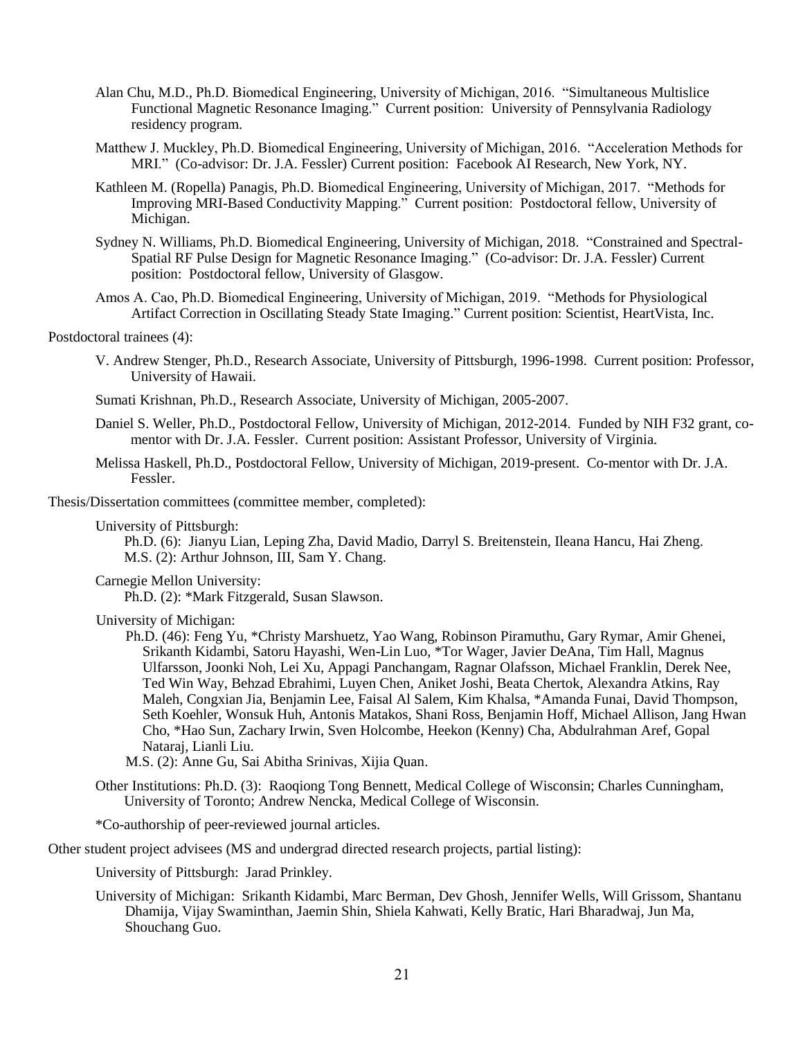Alan Chu, M.D., Ph.D. Biomedical Engineering, University of Michigan, 2016. "Simultaneous Multislice Functional Magnetic Resonance Imaging." Current position: University of Pennsylvania Radiology residency program.

Matthew J. Muckley, Ph.D. Biomedical Engineering, University of Michigan, 2016. "Acceleration Methods for MRI." (Co-advisor: Dr. J.A. Fessler) Current position: Facebook AI Research, New York, NY.

Kathleen M. (Ropella) Panagis, Ph.D. Biomedical Engineering, University of Michigan, 2017. "Methods for Improving MRI-Based Conductivity Mapping." Current position: Postdoctoral fellow, University of Michigan.

Sydney N. Williams, Ph.D. Biomedical Engineering, University of Michigan, 2018. "Constrained and Spectral-Spatial RF Pulse Design for Magnetic Resonance Imaging." (Co-advisor: Dr. J.A. Fessler) Current position: Postdoctoral fellow, University of Glasgow.

Amos A. Cao, Ph.D. Biomedical Engineering, University of Michigan, 2019. "Methods for Physiological Artifact Correction in Oscillating Steady State Imaging." Current position: Scientist, HeartVista, Inc.

Postdoctoral trainees (4):

V. Andrew Stenger, Ph.D., Research Associate, University of Pittsburgh, 1996-1998. Current position: Professor, University of Hawaii.

Sumati Krishnan, Ph.D., Research Associate, University of Michigan, 2005-2007.

Daniel S. Weller, Ph.D., Postdoctoral Fellow, University of Michigan, 2012-2014. Funded by NIH F32 grant, co-mentor with Dr. J.A. Fessler. Current position: Assistant Professor, University of Virginia.

Melissa Haskell, Ph.D., Postdoctoral Fellow, University of Michigan, 2019-present. Co-mentor with Dr. J.A. Fessler.

Thesis/Dissertation committees (committee member, completed):

University of Pittsburgh:
Ph.D. (6): Jianyu Lian, Leping Zha, David Madio, Darryl S. Breitenstein, Ileana Hancu, Hai Zheng.
M.S. (2): Arthur Johnson, III, Sam Y. Chang.

Carnegie Mellon University:
Ph.D. (2): *Mark Fitzgerald, Susan Slawson.

University of Michigan:
Ph.D. (46): Feng Yu, *Christy Marshuetz, Yao Wang, Robinson Piramuthu, Gary Rymar, Amir Ghenei, Srikanth Kidambi, Satoru Hayashi, Wen-Lin Luo, *Tor Wager, Javier DeAna, Tim Hall, Magnus Ulfarsson, Joonki Noh, Lei Xu, Appagi Panchangam, Ragnar Olafsson, Michael Franklin, Derek Nee, Ted Win Way, Behzad Ebrahimi, Luyen Chen, Aniket Joshi, Beata Chertok, Alexandra Atkins, Ray Maleh, Congxian Jia, Benjamin Lee, Faisal Al Salem, Kim Khalsa, *Amanda Funai, David Thompson, Seth Koehler, Wonsuk Huh, Antonis Matakos, Shani Ross, Benjamin Hoff, Michael Allison, Jang Hwan Cho, *Hao Sun, Zachary Irwin, Sven Holcombe, Heekon (Kenny) Cha, Abdulrahman Aref, Gopal Nataraj, Lianli Liu.
M.S. (2): Anne Gu, Sai Abitha Srinivas, Xijia Quan.

Other Institutions: Ph.D. (3): Raoqiong Tong Bennett, Medical College of Wisconsin; Charles Cunningham, University of Toronto; Andrew Nencka, Medical College of Wisconsin.

*Co-authorship of peer-reviewed journal articles.

Other student project advisees (MS and undergrad directed research projects, partial listing):

University of Pittsburgh: Jarad Prinkley.

University of Michigan: Srikanth Kidambi, Marc Berman, Dev Ghosh, Jennifer Wells, Will Grissom, Shantanu Dhamija, Vijay Swaminthan, Jaemin Shin, Shiela Kahwati, Kelly Bratic, Hari Bharadwaj, Jun Ma, Shouchang Guo.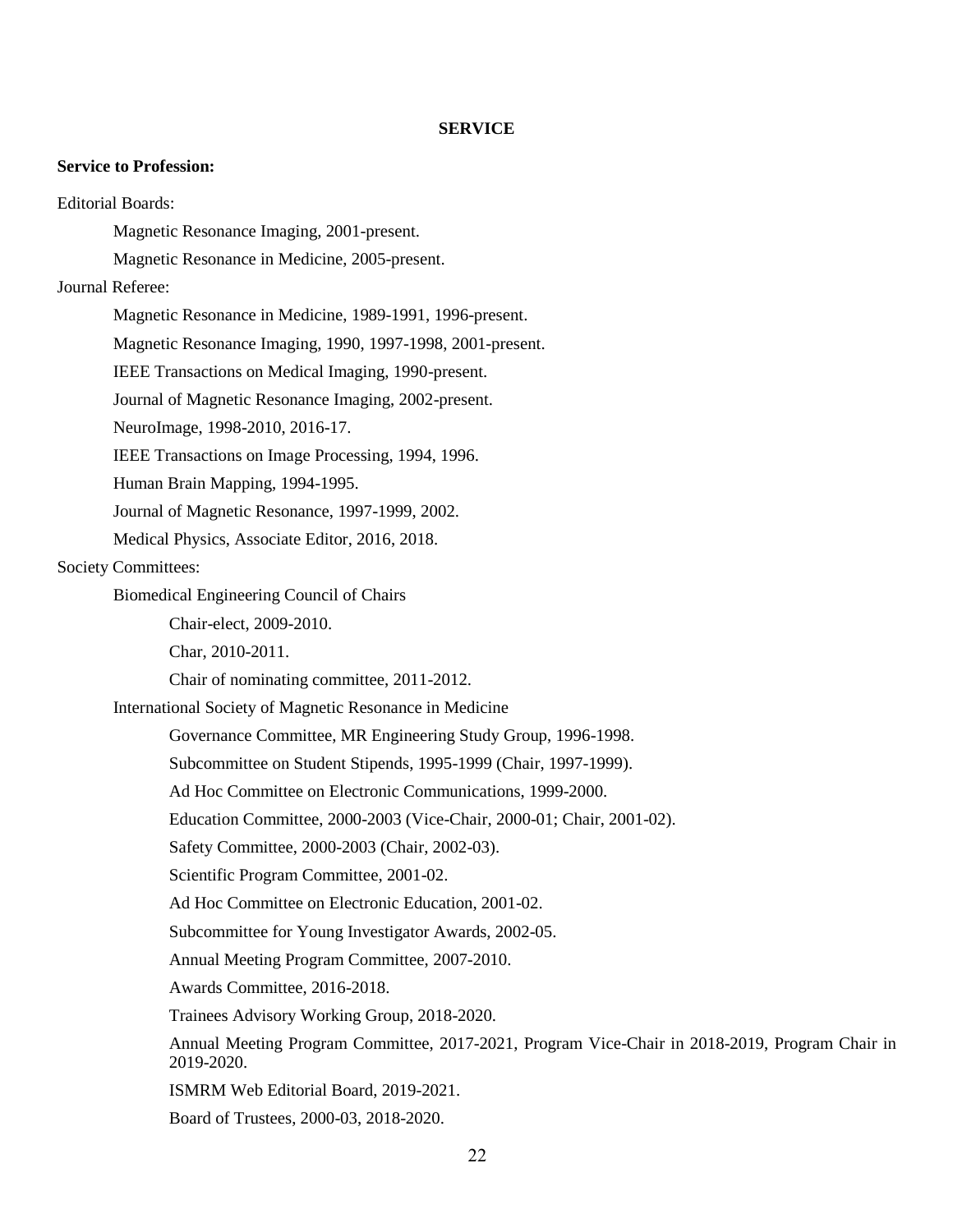# SERVICE

**Service to Profession:**

Editorial Boards:

- Magnetic Resonance Imaging, 2001-present.
- Magnetic Resonance in Medicine, 2005-present.

Journal Referee:

- Magnetic Resonance in Medicine, 1989-1991, 1996-present.
- Magnetic Resonance Imaging, 1990, 1997-1998, 2001-present.
- IEEE Transactions on Medical Imaging, 1990-present.
- Journal of Magnetic Resonance Imaging, 2002-present.
- NeuroImage, 1998-2010, 2016-17.
- IEEE Transactions on Image Processing, 1994, 1996.
- Human Brain Mapping, 1994-1995.
- Journal of Magnetic Resonance, 1997-1999, 2002.
- Medical Physics, Associate Editor, 2016, 2018.

Society Committees:

- Biomedical Engineering Council of Chairs
  - Chair-elect, 2009-2010.
  - Char, 2010-2011.
  - Chair of nominating committee, 2011-2012.
- International Society of Magnetic Resonance in Medicine
  - Governance Committee, MR Engineering Study Group, 1996-1998.
  - Subcommittee on Student Stipends, 1995-1999 (Chair, 1997-1999).
  - Ad Hoc Committee on Electronic Communications, 1999-2000.
  - Education Committee, 2000-2003 (Vice-Chair, 2000-01; Chair, 2001-02).
  - Safety Committee, 2000-2003 (Chair, 2002-03).
  - Scientific Program Committee, 2001-02.
  - Ad Hoc Committee on Electronic Education, 2001-02.
  - Subcommittee for Young Investigator Awards, 2002-05.
  - Annual Meeting Program Committee, 2007-2010.
  - Awards Committee, 2016-2018.
  - Trainees Advisory Working Group, 2018-2020.
  - Annual Meeting Program Committee, 2017-2021, Program Vice-Chair in 2018-2019, Program Chair in 2019-2020.
  - ISMRM Web Editorial Board, 2019-2021.
  - Board of Trustees, 2000-03, 2018-2020.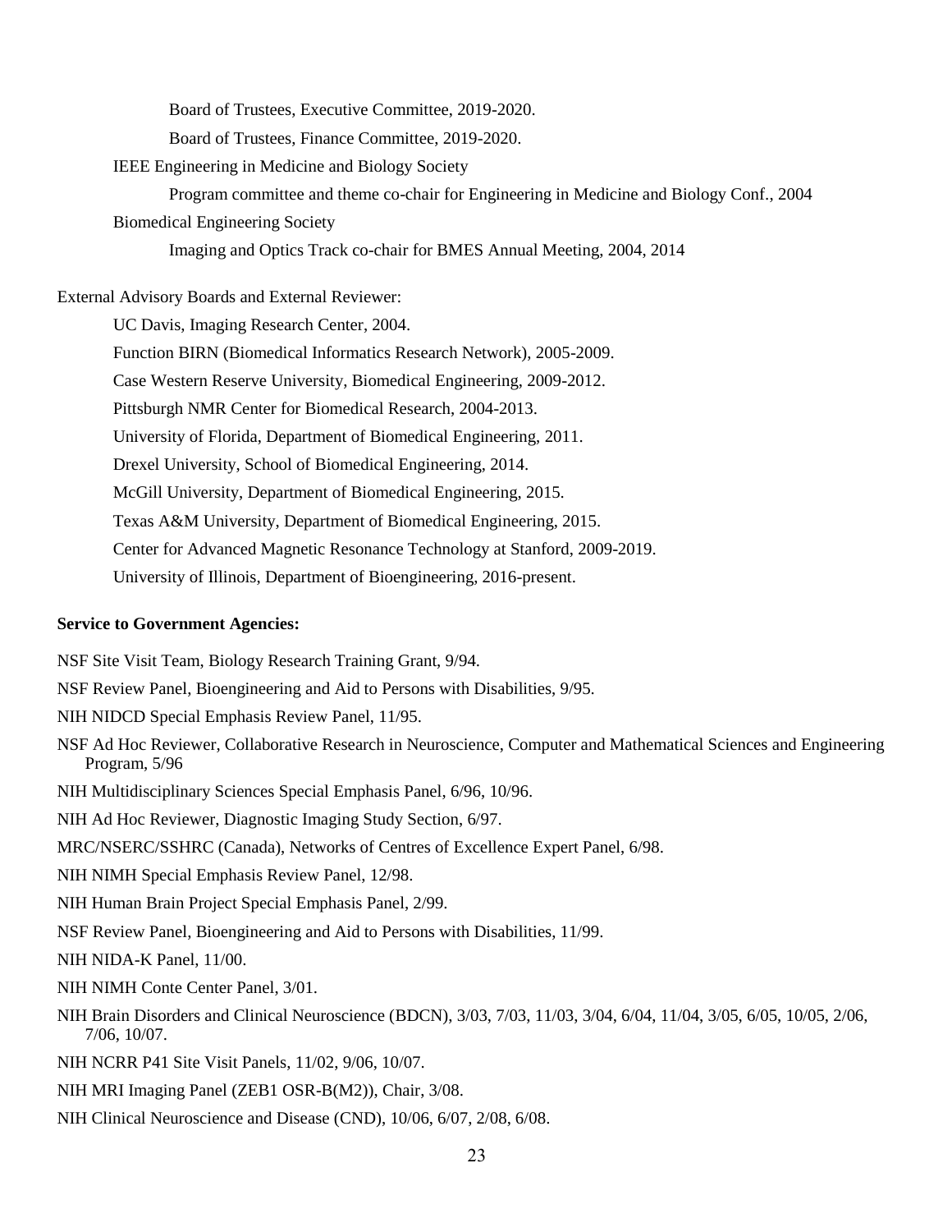Board of Trustees, Executive Committee, 2019-2020.

Board of Trustees, Finance Committee, 2019-2020.

IEEE Engineering in Medicine and Biology Society

Program committee and theme co-chair for Engineering in Medicine and Biology Conf., 2004

Biomedical Engineering Society

Imaging and Optics Track co-chair for BMES Annual Meeting, 2004, 2014

External Advisory Boards and External Reviewer:

UC Davis, Imaging Research Center, 2004.

Function BIRN (Biomedical Informatics Research Network), 2005-2009.

Case Western Reserve University, Biomedical Engineering, 2009-2012.

Pittsburgh NMR Center for Biomedical Research, 2004-2013.

University of Florida, Department of Biomedical Engineering, 2011.

Drexel University, School of Biomedical Engineering, 2014.

McGill University, Department of Biomedical Engineering, 2015.

Texas A&M University, Department of Biomedical Engineering, 2015.

Center for Advanced Magnetic Resonance Technology at Stanford, 2009-2019.

University of Illinois, Department of Bioengineering, 2016-present.

**Service to Government Agencies:**

NSF Site Visit Team, Biology Research Training Grant, 9/94.

NSF Review Panel, Bioengineering and Aid to Persons with Disabilities, 9/95.

NIH NIDCD Special Emphasis Review Panel, 11/95.

NSF Ad Hoc Reviewer, Collaborative Research in Neuroscience, Computer and Mathematical Sciences and Engineering Program, 5/96

NIH Multidisciplinary Sciences Special Emphasis Panel, 6/96, 10/96.

NIH Ad Hoc Reviewer, Diagnostic Imaging Study Section, 6/97.

MRC/NSERC/SSHRC (Canada), Networks of Centres of Excellence Expert Panel, 6/98.

NIH NIMH Special Emphasis Review Panel, 12/98.

NIH Human Brain Project Special Emphasis Panel, 2/99.

NSF Review Panel, Bioengineering and Aid to Persons with Disabilities, 11/99.

NIH NIDA-K Panel, 11/00.

NIH NIMH Conte Center Panel, 3/01.

NIH Brain Disorders and Clinical Neuroscience (BDCN), 3/03, 7/03, 11/03, 3/04, 6/04, 11/04, 3/05, 6/05, 10/05, 2/06, 7/06, 10/07.

NIH NCRR P41 Site Visit Panels, 11/02, 9/06, 10/07.

NIH MRI Imaging Panel (ZEB1 OSR-B(M2)), Chair, 3/08.

NIH Clinical Neuroscience and Disease (CND), 10/06, 6/07, 2/08, 6/08.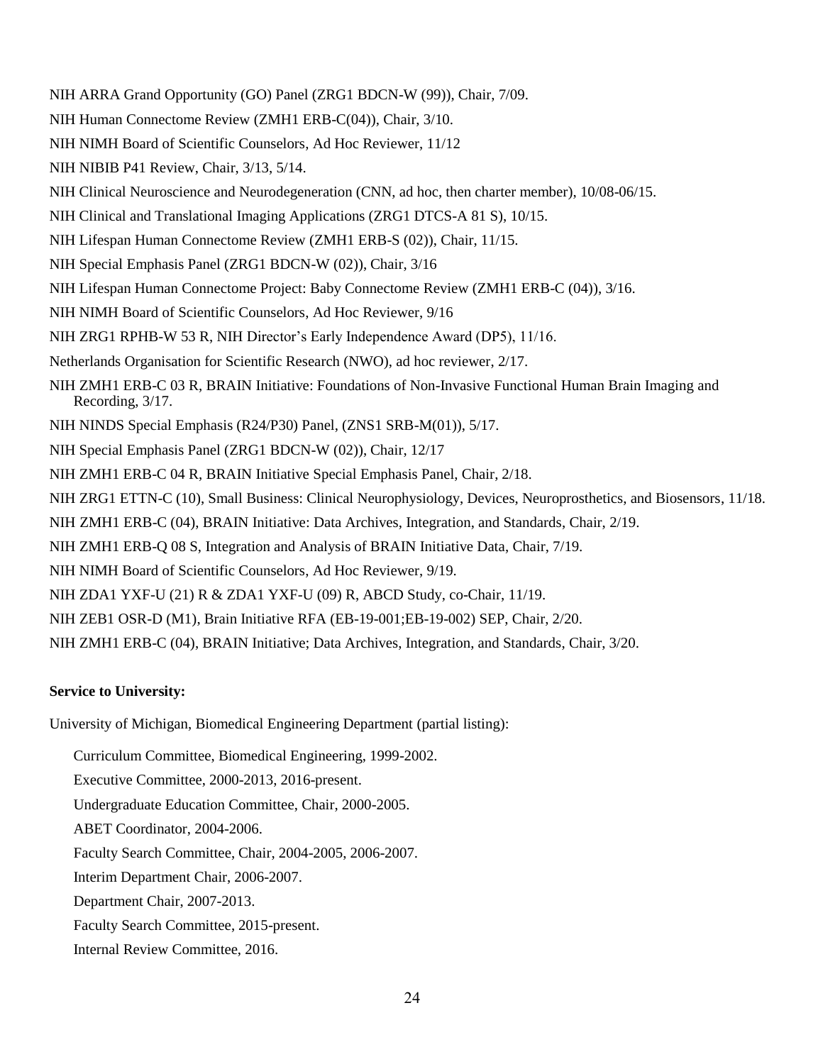NIH ARRA Grand Opportunity (GO) Panel (ZRG1 BDCN-W (99)), Chair, 7/09.

NIH Human Connectome Review (ZMH1 ERB-C(04)), Chair, 3/10.

NIH NIMH Board of Scientific Counselors, Ad Hoc Reviewer, 11/12

NIH NIBIB P41 Review, Chair, 3/13, 5/14.

NIH Clinical Neuroscience and Neurodegeneration (CNN, ad hoc, then charter member), 10/08-06/15.

NIH Clinical and Translational Imaging Applications (ZRG1 DTCS-A 81 S), 10/15.

NIH Lifespan Human Connectome Review (ZMH1 ERB-S (02)), Chair, 11/15.

NIH Special Emphasis Panel (ZRG1 BDCN-W (02)), Chair, 3/16

NIH Lifespan Human Connectome Project: Baby Connectome Review (ZMH1 ERB-C (04)), 3/16.

NIH NIMH Board of Scientific Counselors, Ad Hoc Reviewer, 9/16

NIH ZRG1 RPHB-W 53 R, NIH Director's Early Independence Award (DP5), 11/16.

Netherlands Organisation for Scientific Research (NWO), ad hoc reviewer, 2/17.

NIH ZMH1 ERB-C 03 R, BRAIN Initiative: Foundations of Non-Invasive Functional Human Brain Imaging and Recording, 3/17.

NIH NINDS Special Emphasis (R24/P30) Panel, (ZNS1 SRB-M(01)), 5/17.

NIH Special Emphasis Panel (ZRG1 BDCN-W (02)), Chair, 12/17

NIH ZMH1 ERB-C 04 R, BRAIN Initiative Special Emphasis Panel, Chair, 2/18.

NIH ZRG1 ETTN-C (10), Small Business: Clinical Neurophysiology, Devices, Neuroprosthetics, and Biosensors, 11/18.

NIH ZMH1 ERB-C (04), BRAIN Initiative: Data Archives, Integration, and Standards, Chair, 2/19.

NIH ZMH1 ERB-Q 08 S, Integration and Analysis of BRAIN Initiative Data, Chair, 7/19.

NIH NIMH Board of Scientific Counselors, Ad Hoc Reviewer, 9/19.

NIH ZDA1 YXF-U (21) R & ZDA1 YXF-U (09) R, ABCD Study, co-Chair, 11/19.

NIH ZEB1 OSR-D (M1), Brain Initiative RFA (EB-19-001;EB-19-002) SEP, Chair, 2/20.

NIH ZMH1 ERB-C (04), BRAIN Initiative; Data Archives, Integration, and Standards, Chair, 3/20.

**Service to University:**

University of Michigan, Biomedical Engineering Department (partial listing):

- Curriculum Committee, Biomedical Engineering, 1999-2002.
- Executive Committee, 2000-2013, 2016-present.
- Undergraduate Education Committee, Chair, 2000-2005.
- ABET Coordinator, 2004-2006.
- Faculty Search Committee, Chair, 2004-2005, 2006-2007.
- Interim Department Chair, 2006-2007.
- Department Chair, 2007-2013.
- Faculty Search Committee, 2015-present.
- Internal Review Committee, 2016.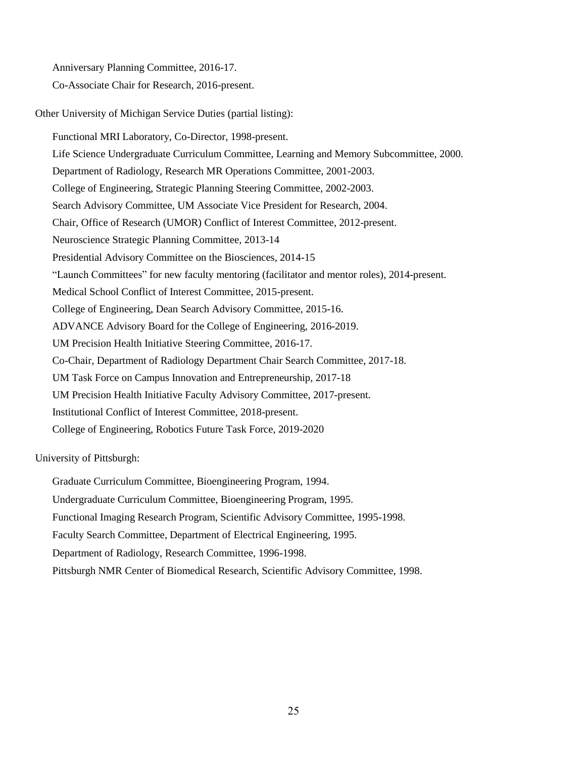Anniversary Planning Committee, 2016-17.

Co-Associate Chair for Research, 2016-present.

Other University of Michigan Service Duties (partial listing):

Functional MRI Laboratory, Co-Director, 1998-present.

Life Science Undergraduate Curriculum Committee, Learning and Memory Subcommittee, 2000.

Department of Radiology, Research MR Operations Committee, 2001-2003.

College of Engineering, Strategic Planning Steering Committee, 2002-2003.

Search Advisory Committee, UM Associate Vice President for Research, 2004.

Chair, Office of Research (UMOR) Conflict of Interest Committee, 2012-present.

Neuroscience Strategic Planning Committee, 2013-14

Presidential Advisory Committee on the Biosciences, 2014-15

"Launch Committees" for new faculty mentoring (facilitator and mentor roles), 2014-present.

Medical School Conflict of Interest Committee, 2015-present.

College of Engineering, Dean Search Advisory Committee, 2015-16.

ADVANCE Advisory Board for the College of Engineering, 2016-2019.

UM Precision Health Initiative Steering Committee, 2016-17.

Co-Chair, Department of Radiology Department Chair Search Committee, 2017-18.

UM Task Force on Campus Innovation and Entrepreneurship, 2017-18

UM Precision Health Initiative Faculty Advisory Committee, 2017-present.

Institutional Conflict of Interest Committee, 2018-present.

College of Engineering, Robotics Future Task Force, 2019-2020

University of Pittsburgh:

Graduate Curriculum Committee, Bioengineering Program, 1994.

Undergraduate Curriculum Committee, Bioengineering Program, 1995.

Functional Imaging Research Program, Scientific Advisory Committee, 1995-1998.

Faculty Search Committee, Department of Electrical Engineering, 1995.

Department of Radiology, Research Committee, 1996-1998.

Pittsburgh NMR Center of Biomedical Research, Scientific Advisory Committee, 1998.